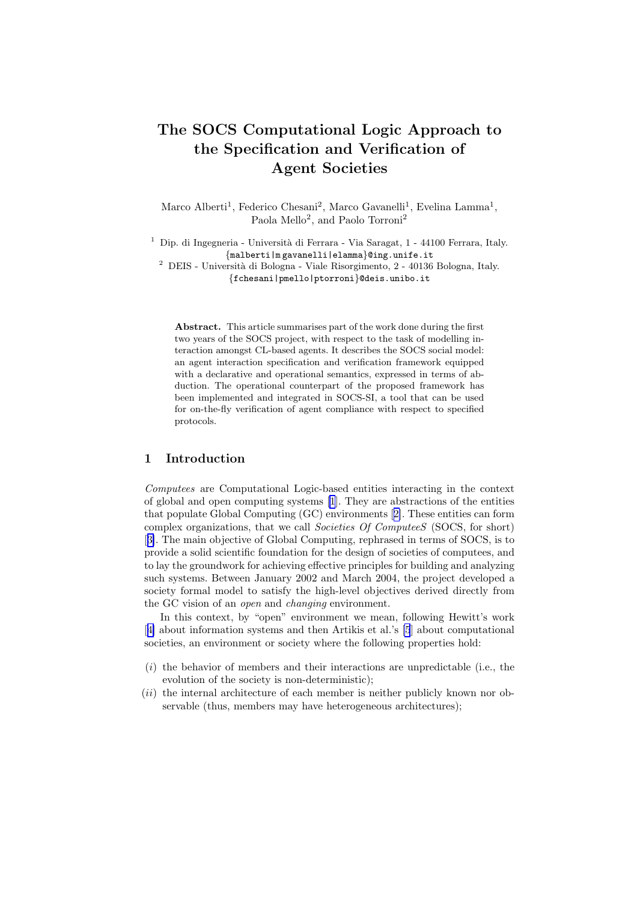# The SOCS Computational Logic Approach to the Specification and Verification of Agent Societies

Marco Alberti[1], Federico Chesani[2], Marco Gavanelli[1], Evelina Lamma[1], Paola Mello[2], and Paolo Torroni[2]

[1] Dip. di Ingegneria - Università di Ferrara - Via Saragat, 1 - 44100 Ferrara, Italy.
{malberti|m gavanelli|elamma}@ing.unife.it

[2] DEIS - Università di Bologna - Viale Risorgimento, 2 - 40136 Bologna, Italy.
{fchesani|pmello|ptorroni}@deis.unibo.it

**Abstract.** This article summarises part of the work done during the first two years of the SOCS project, with respect to the task of modelling interaction amongst CL-based agents. It describes the SOCS social model: an agent interaction specification and verification framework equipped with a declarative and operational semantics, expressed in terms of abduction. The operational counterpart of the proposed framework has been implemented and integrated in SOCS-SI, a tool that can be used for on-the-fly verification of agent compliance with respect to specified protocols.

## 1 Introduction

*Computees* are Computational Logic-based entities interacting in the context of global and open computing systems [1]. They are abstractions of the entities that populate Global Computing (GC) environments [2]. These entities can form complex organizations, that we call *Societies Of ComputeeS* (SOCS, for short) [3]. The main objective of Global Computing, rephrased in terms of SOCS, is to provide a solid scientific foundation for the design of societies of computees, and to lay the groundwork for achieving effective principles for building and analyzing such systems. Between January 2002 and March 2004, the project developed a society formal model to satisfy the high-level objectives derived directly from the GC vision of an *open* and *changing* environment.

In this context, by "open" environment we mean, following Hewitt's work [4] about information systems and then Artikis et al.'s [5] about computational societies, an environment or society where the following properties hold:

(*i*) the behavior of members and their interactions are unpredictable (i.e., the evolution of the society is non-deterministic);

(*ii*) the internal architecture of each member is neither publicly known nor observable (thus, members may have heterogeneous architectures);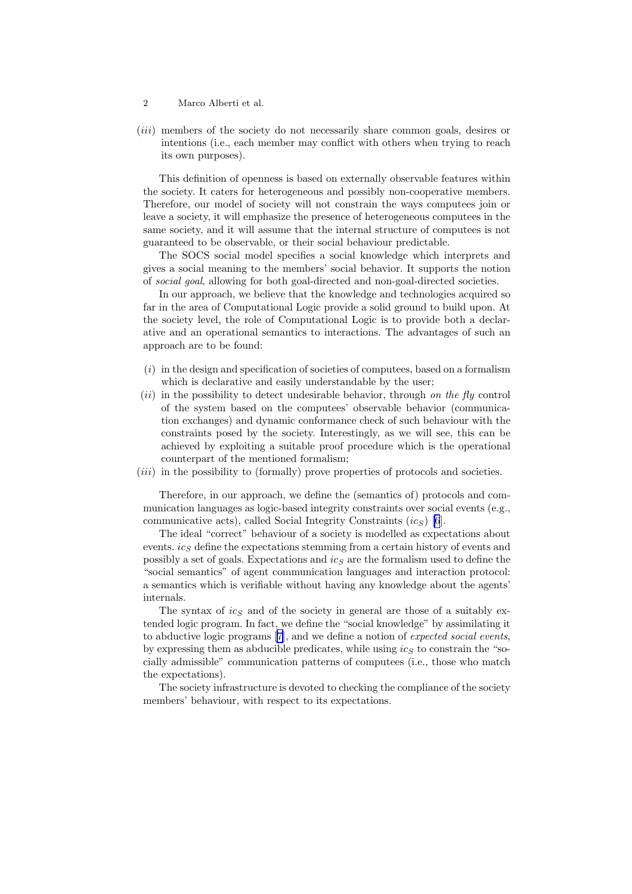(*iii*) members of the society do not necessarily share common goals, desires or intentions (i.e., each member may conflict with others when trying to reach its own purposes).

This definition of openness is based on externally observable features within the society. It caters for heterogeneous and possibly non-cooperative members. Therefore, our model of society will not constrain the ways computees join or leave a society, it will emphasize the presence of heterogeneous computees in the same society, and it will assume that the internal structure of computees is not guaranteed to be observable, or their social behaviour predictable.

The SOCS social model specifies a social knowledge which interprets and gives a social meaning to the members' social behavior. It supports the notion of *social goal*, allowing for both goal-directed and non-goal-directed societies.

In our approach, we believe that the knowledge and technologies acquired so far in the area of Computational Logic provide a solid ground to build upon. At the society level, the role of Computational Logic is to provide both a declarative and an operational semantics to interactions. The advantages of such an approach are to be found:

(*i*) in the design and specification of societies of computees, based on a formalism which is declarative and easily understandable by the user;

(*ii*) in the possibility to detect undesirable behavior, through *on the fly* control of the system based on the computees' observable behavior (communication exchanges) and dynamic conformance check of such behaviour with the constraints posed by the society. Interestingly, as we will see, this can be achieved by exploiting a suitable proof procedure which is the operational counterpart of the mentioned formalism;

(*iii*) in the possibility to (formally) prove properties of protocols and societies.

Therefore, in our approach, we define the (semantics of) protocols and communication languages as logic-based integrity constraints over social events (e.g., communicative acts), called Social Integrity Constraints ($ic_S$) [6].

The ideal "correct" behaviour of a society is modelled as expectations about events. $ic_S$ define the expectations stemming from a certain history of events and possibly a set of goals. Expectations and $ic_S$ are the formalism used to define the "social semantics" of agent communication languages and interaction protocol: a semantics which is verifiable without having any knowledge about the agents' internals.

The syntax of $ic_S$ and of the society in general are those of a suitably extended logic program. In fact, we define the "social knowledge" by assimilating it to abductive logic programs [7], and we define a notion of *expected social events*, by expressing them as abducible predicates, while using $ic_S$ to constrain the "socially admissible" communication patterns of computees (i.e., those who match the expectations).

The society infrastructure is devoted to checking the compliance of the society members' behaviour, with respect to its expectations.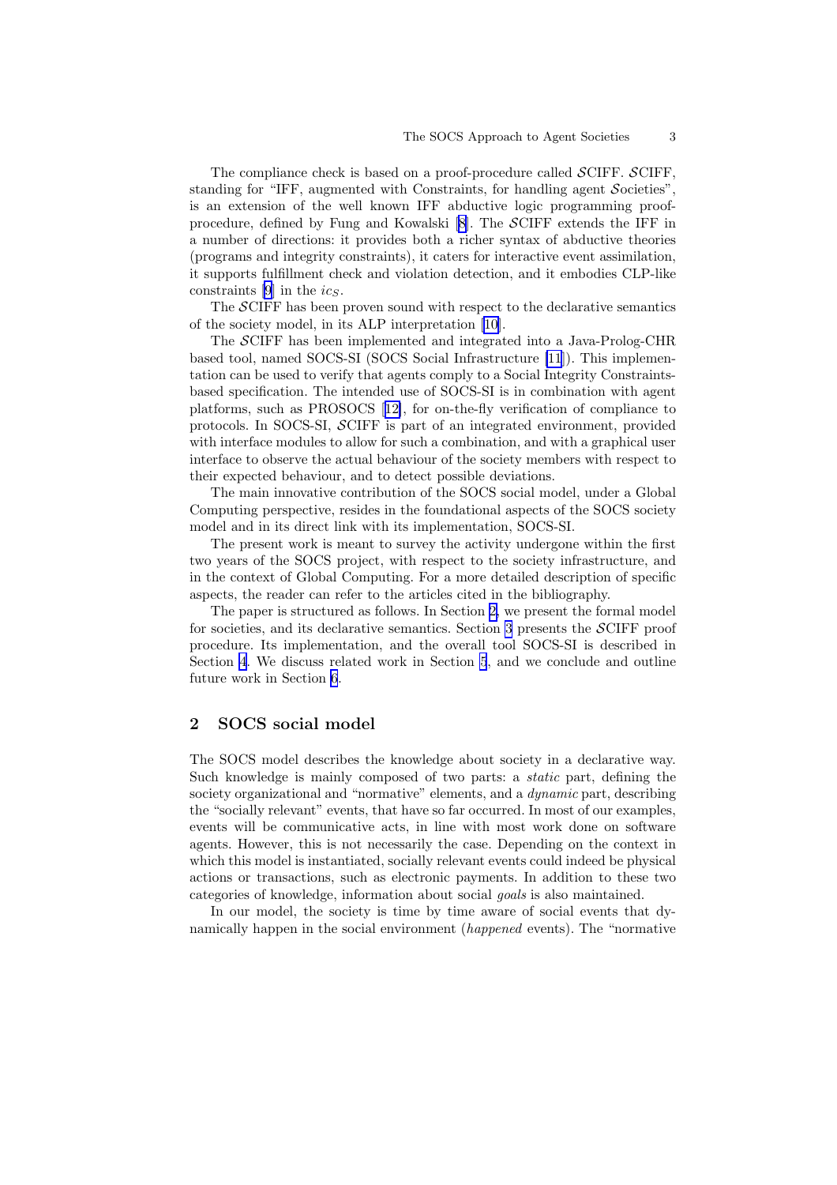The compliance check is based on a proof-procedure called $\mathcal{S}$CIFF. $\mathcal{S}$CIFF, standing for "IFF, augmented with Constraints, for handling agent $\mathcal{S}$ocieties", is an extension of the well known IFF abductive logic programming proof-procedure, defined by Fung and Kowalski [8]. The $\mathcal{S}$CIFF extends the IFF in a number of directions: it provides both a richer syntax of abductive theories (programs and integrity constraints), it caters for interactive event assimilation, it supports fulfillment check and violation detection, and it embodies CLP-like constraints [9] in the $ic_{S}$.

The $\mathcal{S}$CIFF has been proven sound with respect to the declarative semantics of the society model, in its ALP interpretation [10].

The $\mathcal{S}$CIFF has been implemented and integrated into a Java-Prolog-CHR based tool, named SOCS-SI (SOCS Social Infrastructure [11]). This implementation can be used to verify that agents comply to a Social Integrity Constraints-based specification. The intended use of SOCS-SI is in combination with agent platforms, such as PROSOCS [12], for on-the-fly verification of compliance to protocols. In SOCS-SI, $\mathcal{S}$CIFF is part of an integrated environment, provided with interface modules to allow for such a combination, and with a graphical user interface to observe the actual behaviour of the society members with respect to their expected behaviour, and to detect possible deviations.

The main innovative contribution of the SOCS social model, under a Global Computing perspective, resides in the foundational aspects of the SOCS society model and in its direct link with its implementation, SOCS-SI.

The present work is meant to survey the activity undergone within the first two years of the SOCS project, with respect to the society infrastructure, and in the context of Global Computing. For a more detailed description of specific aspects, the reader can refer to the articles cited in the bibliography.

The paper is structured as follows. In Section 2, we present the formal model for societies, and its declarative semantics. Section 3 presents the $\mathcal{S}$CIFF proof procedure. Its implementation, and the overall tool SOCS-SI is described in Section 4. We discuss related work in Section 5, and we conclude and outline future work in Section 6.

## 2 SOCS social model

The SOCS model describes the knowledge about society in a declarative way. Such knowledge is mainly composed of two parts: a *static* part, defining the society organizational and "normative" elements, and a *dynamic* part, describing the "socially relevant" events, that have so far occurred. In most of our examples, events will be communicative acts, in line with most work done on software agents. However, this is not necessarily the case. Depending on the context in which this model is instantiated, socially relevant events could indeed be physical actions or transactions, such as electronic payments. In addition to these two categories of knowledge, information about social *goals* is also maintained.

In our model, the society is time by time aware of social events that dynamically happen in the social environment (*happened* events). The "normative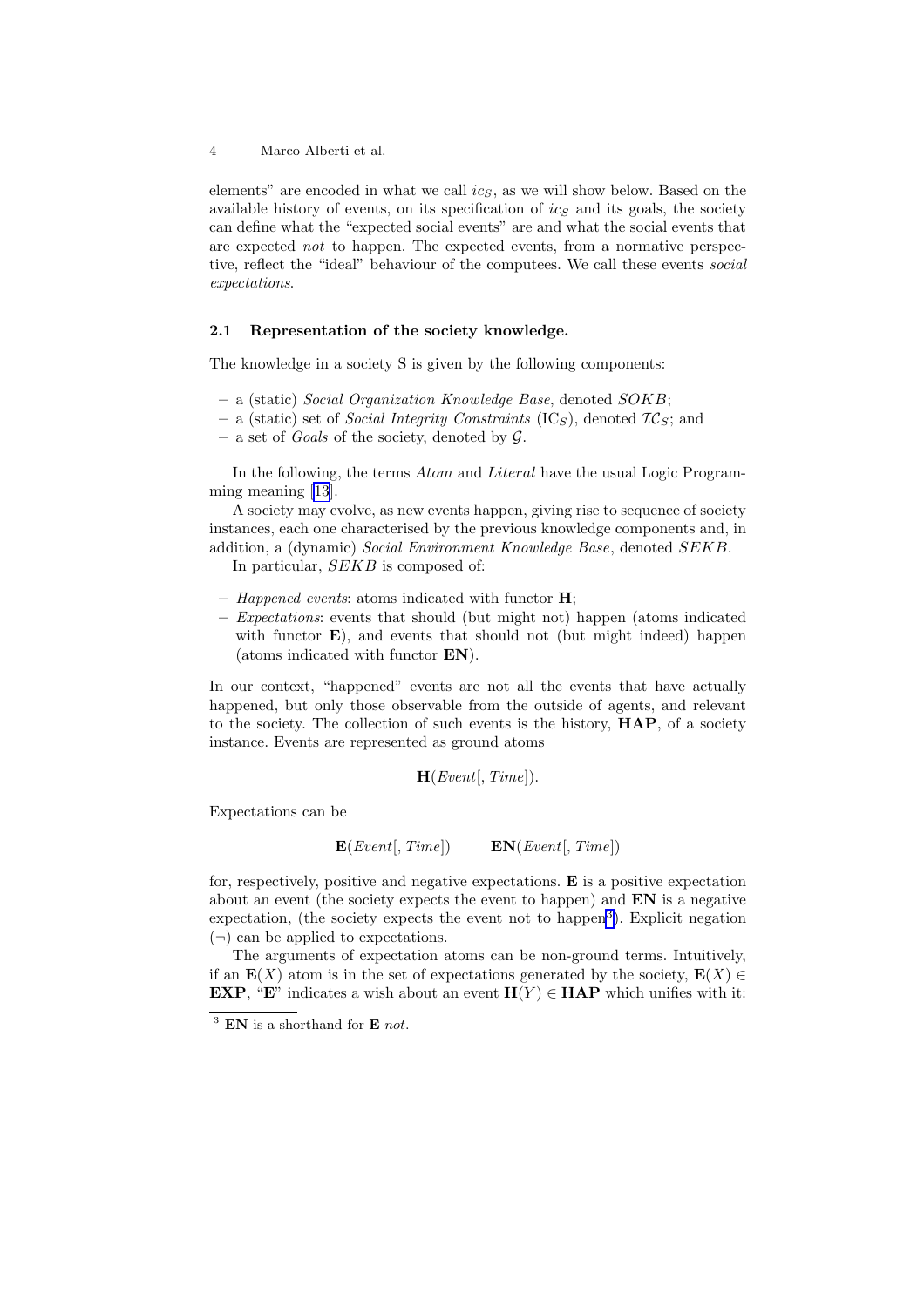elements" are encoded in what we call $ic_S$, as we will show below. Based on the available history of events, on its specification of $ic_S$ and its goals, the society can define what the "expected social events" are and what the social events that are expected *not* to happen. The expected events, from a normative perspective, reflect the "ideal" behaviour of the computees. We call these events *social expectations*.

### 2.1 Representation of the society knowledge.

The knowledge in a society S is given by the following components:

- a (static) *Social Organization Knowledge Base*, denoted $SOKB$;
- a (static) set of *Social Integrity Constraints* ($\text{IC}_S$), denoted $\mathcal{IC}_S$; and
- a set of *Goals* of the society, denoted by $\mathcal{G}$.

In the following, the terms *Atom* and *Literal* have the usual Logic Programming meaning [13].

A society may evolve, as new events happen, giving rise to sequence of society instances, each one characterised by the previous knowledge components and, in addition, a (dynamic) *Social Environment Knowledge Base*, denoted $SEKB$.

In particular, $SEKB$ is composed of:

- *Happened events*: atoms indicated with functor $\mathbf{H}$;
- *Expectations*: events that should (but might not) happen (atoms indicated with functor $\mathbf{E}$), and events that should not (but might indeed) happen (atoms indicated with functor $\mathbf{EN}$).

In our context, "happened" events are not all the events that have actually happened, but only those observable from the outside of agents, and relevant to the society. The collection of such events is the history, $\mathbf{HAP}$, of a society instance. Events are represented as ground atoms

$$\mathbf{H}(Event[, Time]).$$

Expectations can be

$$\mathbf{E}(Event[, Time]) \qquad \mathbf{EN}(Event[, Time])$$

for, respectively, positive and negative expectations. $\mathbf{E}$ is a positive expectation about an event (the society expects the event to happen) and $\mathbf{EN}$ is a negative expectation, (the society expects the event not to happen[3]). Explicit negation ($\neg$) can be applied to expectations.

The arguments of expectation atoms can be non-ground terms. Intuitively, if an $\mathbf{E}(X)$ atom is in the set of expectations generated by the society, $\mathbf{E}(X) \in \mathbf{EXP}$, "$\mathbf{E}$" indicates a wish about an event $\mathbf{H}(Y) \in \mathbf{HAP}$ which unifies with it:

[3] $\mathbf{EN}$ is a shorthand for $\mathbf{E}$ *not*.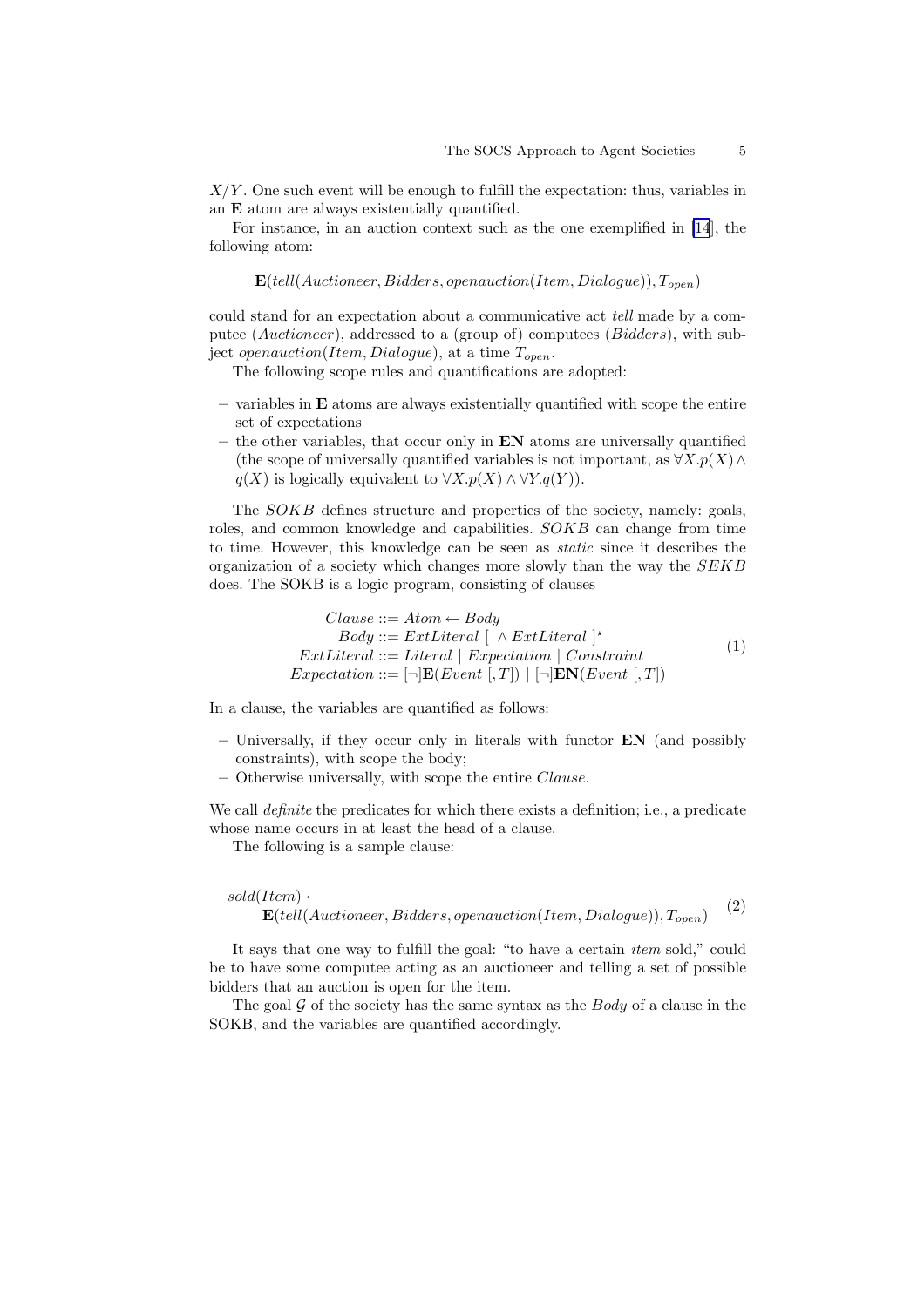$X/Y$. One such event will be enough to fulfill the expectation: thus, variables in an **E** atom are always existentially quantified.

For instance, in an auction context such as the one exemplified in [14], the following atom:

$$\mathbf{E}(tell(Auctioneer, Bidders, openauction(Item, Dialogue)), T_{open})$$

could stand for an expectation about a communicative act *tell* made by a computee (*Auctioneer*), addressed to a (group of) computees (*Bidders*), with subject *openauction*(*Item*, *Dialogue*), at a time $T_{open}$.

The following scope rules and quantifications are adopted:

- variables in **E** atoms are always existentially quantified with scope the entire set of expectations
- the other variables, that occur only in **EN** atoms are universally quantified (the scope of universally quantified variables is not important, as $\forall X.p(X) \wedge q(X)$ is logically equivalent to $\forall X.p(X) \wedge \forall Y.q(Y)$).

The *SOKB* defines structure and properties of the society, namely: goals, roles, and common knowledge and capabilities. *SOKB* can change from time to time. However, this knowledge can be seen as *static* since it describes the organization of a society which changes more slowly than the way the *SEKB* does. The SOKB is a logic program, consisting of clauses

$$\begin{aligned}
Clause &::= Atom \leftarrow Body \\
Body &::= ExtLiteral\ [\ \wedge ExtLiteral\ ]^{\star} \\
ExtLiteral &::= Literal \mid Expectation \mid Constraint \\
Expectation &::= [\neg]\mathbf{E}(Event\ [, T]) \mid [\neg]\mathbf{EN}(Event\ [, T])
\end{aligned} \tag{1}$$

In a clause, the variables are quantified as follows:

- Universally, if they occur only in literals with functor **EN** (and possibly constraints), with scope the body;
- Otherwise universally, with scope the entire *Clause*.

We call *definite* the predicates for which there exists a definition; i.e., a predicate whose name occurs in at least the head of a clause.

The following is a sample clause:

$$\begin{aligned}
&sold(Item) \leftarrow \\
&\qquad \mathbf{E}(tell(Auctioneer, Bidders, openauction(Item, Dialogue)), T_{open})
\end{aligned} \tag{2}$$

It says that one way to fulfill the goal: "to have a certain *item* sold," could be to have some computee acting as an auctioneer and telling a set of possible bidders that an auction is open for the item.

The goal $\mathcal{G}$ of the society has the same syntax as the *Body* of a clause in the SOKB, and the variables are quantified accordingly.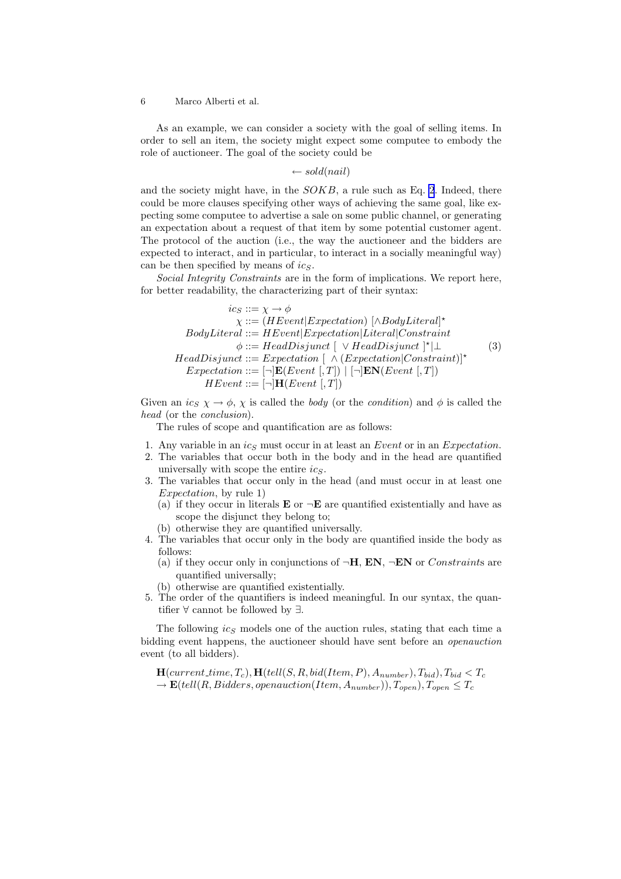As an example, we can consider a society with the goal of selling items. In order to sell an item, the society might expect some computee to embody the role of auctioneer. The goal of the society could be

$$\leftarrow sold(nail)$$

and the society might have, in the $SOKB$, a rule such as Eq. 2. Indeed, there could be more clauses specifying other ways of achieving the same goal, like expecting some computee to advertise a sale on some public channel, or generating an expectation about a request of that item by some potential customer agent. The protocol of the auction (i.e., the way the auctioneer and the bidders are expected to interact, and in particular, to interact in a socially meaningful way) can be then specified by means of $ic_S$.

*Social Integrity Constraints* are in the form of implications. We report here, for better readability, the characterizing part of their syntax:

$$\begin{aligned}
ic_S &::= \chi \rightarrow \phi \\
\chi &::= (HEvent|Expectation)\ [\wedge BodyLiteral]^{\star} \\
BodyLiteral &::= HEvent|Expectation|Literal|Constraint \\
\phi &::= HeadDisjunct\ [\ \vee HeadDisjunct\ ]^{\star}|\bot \\
HeadDisjunct &::= Expectation\ [\ \wedge (Expectation|Constraint)]^{\star} \\
Expectation &::= [\neg]\mathbf{E}(Event\ [,T])\ |\ [\neg]\mathbf{EN}(Event\ [,T]) \\
HEvent &::= [\neg]\mathbf{H}(Event\ [,T])
\end{aligned} \tag{3}$$

Given an $ic_S$ $\chi \rightarrow \phi$, $\chi$ is called the *body* (or the *condition*) and $\phi$ is called the *head* (or the *conclusion*).

The rules of scope and quantification are as follows:

1. Any variable in an $ic_S$ must occur in at least an *Event* or in an *Expectation*.
2. The variables that occur both in the body and in the head are quantified universally with scope the entire $ic_S$.
3. The variables that occur only in the head (and must occur in at least one *Expectation*, by rule 1)
   (a) if they occur in literals $\mathbf{E}$ or $\neg\mathbf{E}$ are quantified existentially and have as scope the disjunct they belong to;
   (b) otherwise they are quantified universally.
4. The variables that occur only in the body are quantified inside the body as follows:
   (a) if they occur only in conjunctions of $\neg\mathbf{H}$, $\mathbf{EN}$, $\neg\mathbf{EN}$ or *Constraint*s are quantified universally;
   (b) otherwise are quantified existentially.
5. The order of the quantifiers is indeed meaningful. In our syntax, the quantifier $\forall$ cannot be followed by $\exists$.

The following $ic_S$ models one of the auction rules, stating that each time a bidding event happens, the auctioneer should have sent before an *openauction* event (to all bidders).

$$\begin{aligned}
&\mathbf{H}(current\_time, T_c), \mathbf{H}(tell(S, R, bid(Item, P), A_{number}), T_{bid}), T_{bid} < T_c \\
&\rightarrow \mathbf{E}(tell(R, Bidders, openauction(Item, A_{number})), T_{open}), T_{open} \leq T_c
\end{aligned}$$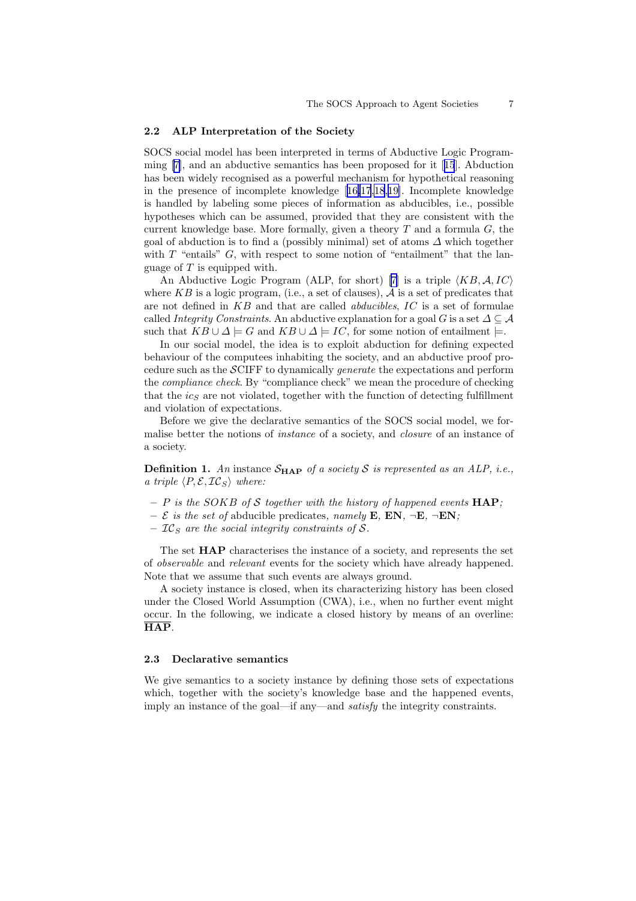### 2.2 ALP Interpretation of the Society

SOCS social model has been interpreted in terms of Abductive Logic Programming [7], and an abductive semantics has been proposed for it [15]. Abduction has been widely recognised as a powerful mechanism for hypothetical reasoning in the presence of incomplete knowledge [16,17,18,19]. Incomplete knowledge is handled by labeling some pieces of information as abducibles, i.e., possible hypotheses which can be assumed, provided that they are consistent with the current knowledge base. More formally, given a theory $T$ and a formula $G$, the goal of abduction is to find a (possibly minimal) set of atoms $\Delta$ which together with $T$ "entails" $G$, with respect to some notion of "entailment" that the language of $T$ is equipped with.

An Abductive Logic Program (ALP, for short) [7] is a triple $\langle KB, \mathcal{A}, IC \rangle$ where $KB$ is a logic program, (i.e., a set of clauses), $\mathcal{A}$ is a set of predicates that are not defined in $KB$ and that are called *abducibles*, $IC$ is a set of formulae called *Integrity Constraints*. An abductive explanation for a goal $G$ is a set $\Delta \subseteq \mathcal{A}$ such that $KB \cup \Delta \models G$ and $KB \cup \Delta \models IC$, for some notion of entailment $\models$.

In our social model, the idea is to exploit abduction for defining expected behaviour of the computees inhabiting the society, and an abductive proof procedure such as the $\mathcal{S}$CIFF to dynamically *generate* the expectations and perform the *compliance check*. By "compliance check" we mean the procedure of checking that the $ic_S$ are not violated, together with the function of detecting fulfillment and violation of expectations.

Before we give the declarative semantics of the SOCS social model, we formalise better the notions of *instance* of a society, and *closure* of an instance of a society.

**Definition 1.** *An* instance $\mathcal{S}_{\mathbf{HAP}}$ *of a society* $\mathcal{S}$ *is represented as an ALP, i.e., a triple* $\langle P, \mathcal{E}, \mathcal{IC}_S \rangle$ *where:*

- *$P$ is the SOKB of $\mathcal{S}$ together with the history of happened events* **HAP***;*
- *$\mathcal{E}$ is the set of* abducible predicates*, namely* **E**, **EN**, ¬**E**, ¬**EN***;*
- *$\mathcal{IC}_S$ are the social integrity constraints of $\mathcal{S}$.*

The set **HAP** characterises the instance of a society, and represents the set of *observable* and *relevant* events for the society which have already happened. Note that we assume that such events are always ground.

A society instance is closed, when its characterizing history has been closed under the Closed World Assumption (CWA), i.e., when no further event might occur. In the following, we indicate a closed history by means of an overline: $\overline{\mathbf{HAP}}$.

### 2.3 Declarative semantics

We give semantics to a society instance by defining those sets of expectations which, together with the society's knowledge base and the happened events, imply an instance of the goal—if any—and *satisfy* the integrity constraints.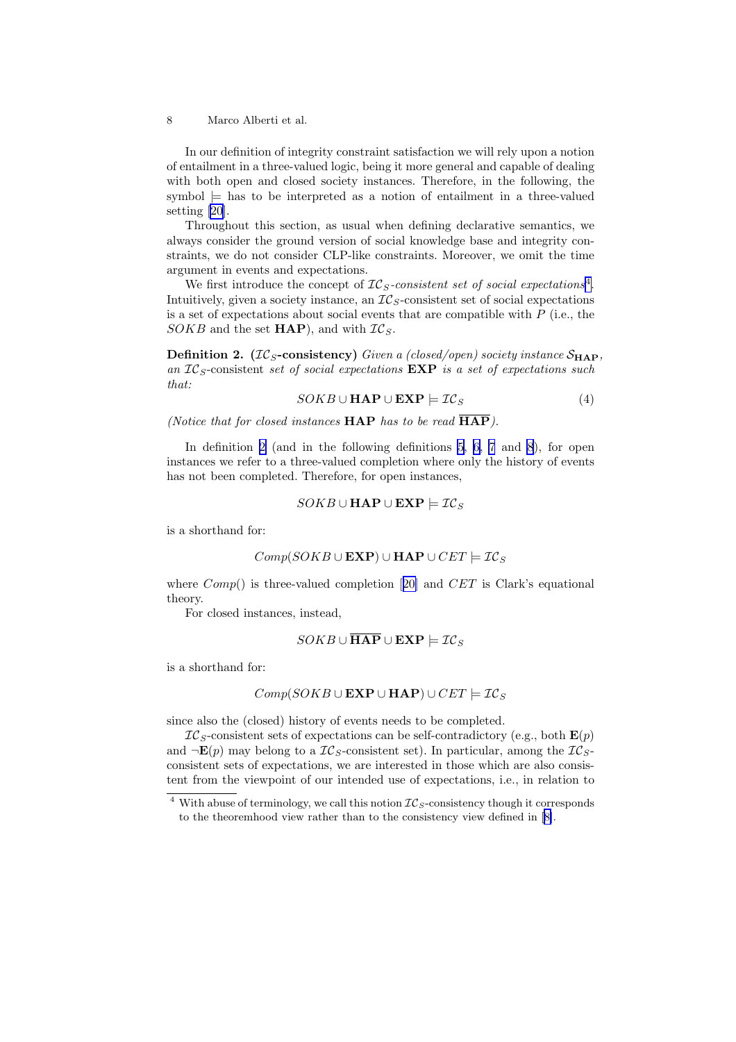In our definition of integrity constraint satisfaction we will rely upon a notion of entailment in a three-valued logic, being it more general and capable of dealing with both open and closed society instances. Therefore, in the following, the symbol $\models$ has to be interpreted as a notion of entailment in a three-valued setting [20].

Throughout this section, as usual when defining declarative semantics, we always consider the ground version of social knowledge base and integrity constraints, we do not consider CLP-like constraints. Moreover, we omit the time argument in events and expectations.

We first introduce the concept of *$\mathcal{IC}_S$-consistent set of social expectations*[4]. Intuitively, given a society instance, an $\mathcal{IC}_S$-consistent set of social expectations is a set of expectations about social events that are compatible with $P$ (i.e., the $SOKB$ and the set $\mathbf{HAP}$), and with $\mathcal{IC}_S$.

**Definition 2.** **($\mathcal{IC}_S$-consistency)** *Given a (closed/open) society instance $\mathcal{S}_{\mathbf{HAP}}$, an $\mathcal{IC}_S$-*consistent *set of social expectations* $\mathbf{EXP}$ *is a set of expectations such that:*

$$SOKB \cup \mathbf{HAP} \cup \mathbf{EXP} \models \mathcal{IC}_S \tag{4}$$

*(Notice that for closed instances* $\mathbf{HAP}$ *has to be read* $\overline{\mathbf{HAP}}$*).*

In definition 2 (and in the following definitions 5, 6, 7 and 8), for open instances we refer to a three-valued completion where only the history of events has not been completed. Therefore, for open instances,

$$SOKB \cup \mathbf{HAP} \cup \mathbf{EXP} \models \mathcal{IC}_S$$

is a shorthand for:

$$Comp(SOKB \cup \mathbf{EXP}) \cup \mathbf{HAP} \cup CET \models \mathcal{IC}_S$$

where $Comp()$ is three-valued completion [20] and $CET$ is Clark's equational theory.

For closed instances, instead,

$$SOKB \cup \overline{\mathbf{HAP}} \cup \mathbf{EXP} \models \mathcal{IC}_S$$

is a shorthand for:

$$Comp(SOKB \cup \mathbf{EXP} \cup \mathbf{HAP}) \cup CET \models \mathcal{IC}_S$$

since also the (closed) history of events needs to be completed.

$\mathcal{IC}_S$-consistent sets of expectations can be self-contradictory (e.g., both $\mathbf{E}(p)$ and $\neg\mathbf{E}(p)$ may belong to a $\mathcal{IC}_S$-consistent set). In particular, among the $\mathcal{IC}_S$-consistent sets of expectations, we are interested in those which are also consistent from the viewpoint of our intended use of expectations, i.e., in relation to

[4] With abuse of terminology, we call this notion $\mathcal{IC}_S$-consistency though it corresponds to the theoremhood view rather than to the consistency view defined in [8].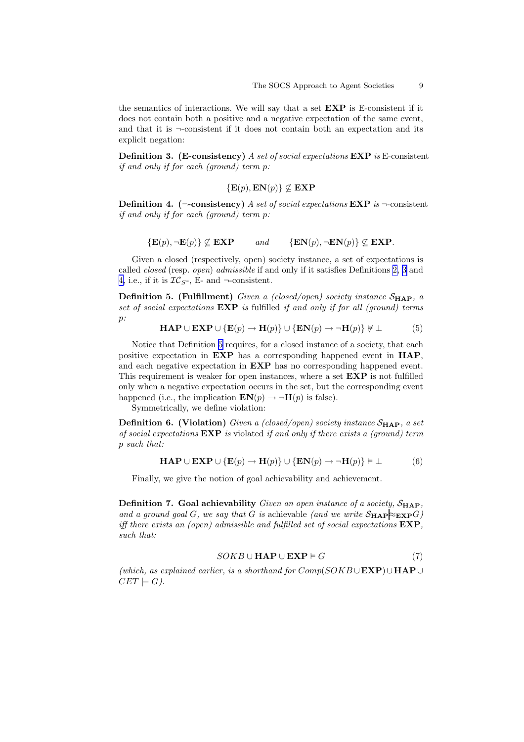the semantics of interactions. We will say that a set **EXP** is E-consistent if it does not contain both a positive and a negative expectation of the same event, and that it is ¬-consistent if it does not contain both an expectation and its explicit negation:

**Definition 3. (E-consistency)** *A set of social expectations* **EXP** *is* E-consistent *if and only if for each (ground) term p:*

$$\{\mathbf{E}(p), \mathbf{EN}(p)\} \not\subseteq \mathbf{EXP}$$

**Definition 4. (¬-consistency)** *A set of social expectations* **EXP** *is* ¬-consistent *if and only if for each (ground) term p:*

$$\{\mathbf{E}(p), \neg\mathbf{E}(p)\} \not\subseteq \mathbf{EXP} \qquad \textit{and} \qquad \{\mathbf{EN}(p), \neg\mathbf{EN}(p)\} \not\subseteq \mathbf{EXP}.$$

Given a closed (respectively, open) society instance, a set of expectations is called *closed* (resp. *open*) *admissible* if and only if it satisfies Definitions 2, 3 and 4, i.e., if it is $\mathcal{IC}_S$-, E- and ¬-consistent.

**Definition 5. (Fulfillment)** *Given a (closed/open) society instance* $\mathcal{S}_{\mathbf{HAP}}$*, a set of social expectations* **EXP** *is* fulfilled *if and only if for all (ground) terms p:*

$$\mathbf{HAP} \cup \mathbf{EXP} \cup \{\mathbf{E}(p) \rightarrow \mathbf{H}(p)\} \cup \{\mathbf{EN}(p) \rightarrow \neg\mathbf{H}(p)\} \not\models \bot \tag{5}$$

Notice that Definition 5 requires, for a closed instance of a society, that each positive expectation in **EXP** has a corresponding happened event in **HAP**, and each negative expectation in **EXP** has no corresponding happened event. This requirement is weaker for open instances, where a set **EXP** is not fulfilled only when a negative expectation occurs in the set, but the corresponding event happened (i.e., the implication $\mathbf{EN}(p) \rightarrow \neg\mathbf{H}(p)$ is false).

Symmetrically, we define violation:

**Definition 6. (Violation)** *Given a (closed/open) society instance* $\mathcal{S}_{\mathbf{HAP}}$*, a set of social expectations* **EXP** *is* violated *if and only if there exists a (ground) term p such that:*

$$\mathbf{HAP} \cup \mathbf{EXP} \cup \{\mathbf{E}(p) \rightarrow \mathbf{H}(p)\} \cup \{\mathbf{EN}(p) \rightarrow \neg\mathbf{H}(p)\} \models \bot \tag{6}$$

Finally, we give the notion of goal achievability and achievement.

**Definition 7. Goal achievability** *Given an open instance of a society,* $\mathcal{S}_{\mathbf{HAP}}$*, and a ground goal G, we say that G is* achievable *(and we write* $\mathcal{S}_{\mathbf{HAP}} \approx_{\mathbf{EXP}} G$*) iff there exists an (open) admissible and fulfilled set of social expectations* **EXP***, such that:*

$$SOKB \cup \mathbf{HAP} \cup \mathbf{EXP} \models G \tag{7}$$

*(which, as explained earlier, is a shorthand for* $Comp(SOKB \cup \mathbf{EXP}) \cup \mathbf{HAP} \cup CET \models G$*).*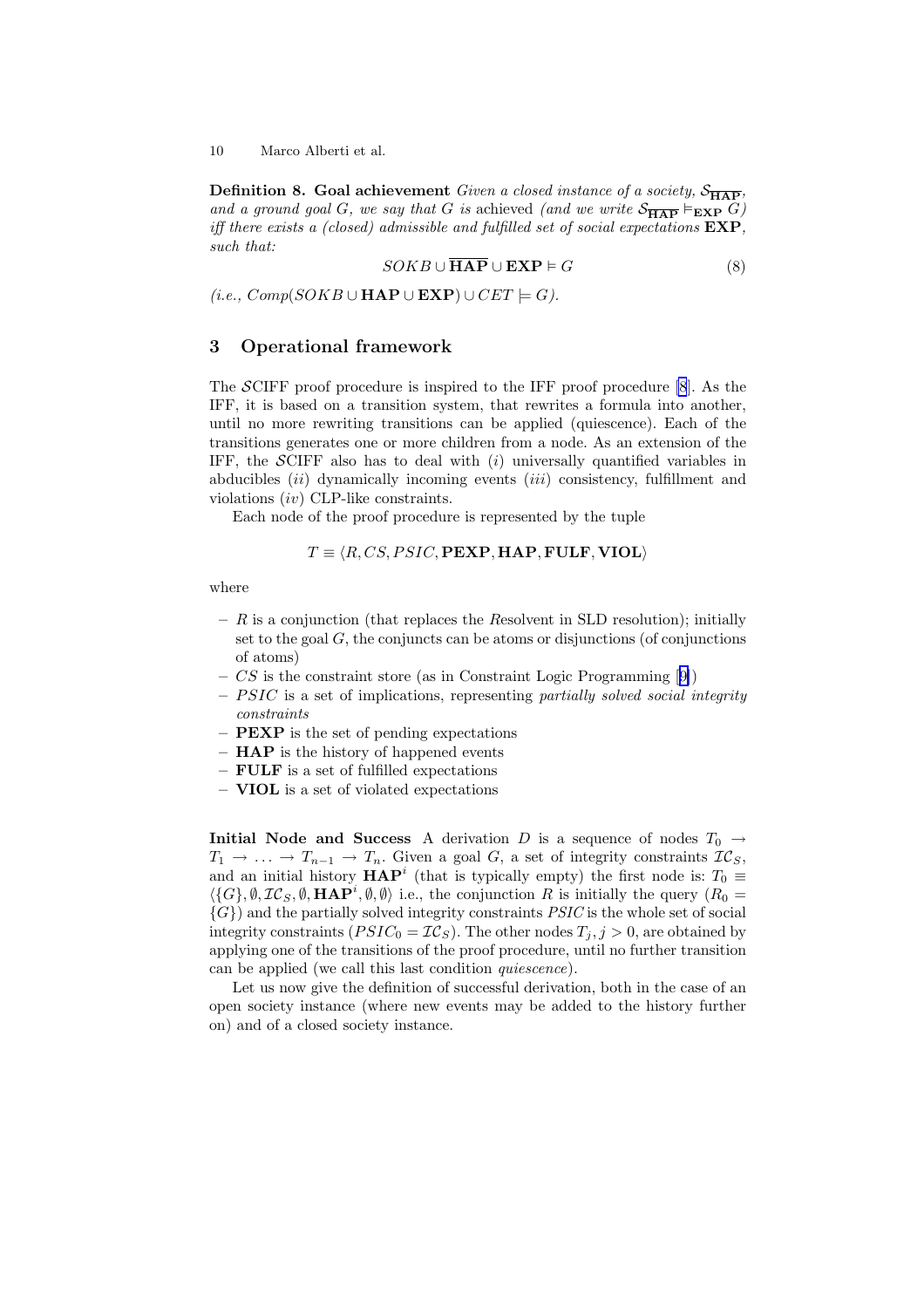**Definition 8. Goal achievement** *Given a closed instance of a society,* $\mathcal{S}_{\overline{\mathbf{HAP}}}$*, and a ground goal* $G$*, we say that* $G$ *is* achieved *(and we write* $\mathcal{S}_{\overline{\mathbf{HAP}}} \vDash_{\mathbf{EXP}} G$*) iff there exists a (closed) admissible and fulfilled set of social expectations* $\mathbf{EXP}$*, such that:*

$$SOKB \cup \overline{\mathbf{HAP}} \cup \mathbf{EXP} \vDash G \tag{8}$$

*(i.e.,* $Comp(SOKB \cup \mathbf{HAP} \cup \mathbf{EXP}) \cup CET \models G$*).*

## 3 Operational framework

The $\mathcal{S}$CIFF proof procedure is inspired to the IFF proof procedure [8]. As the IFF, it is based on a transition system, that rewrites a formula into another, until no more rewriting transitions can be applied (quiescence). Each of the transitions generates one or more children from a node. As an extension of the IFF, the $\mathcal{S}$CIFF also has to deal with (*i*) universally quantified variables in abducibles (*ii*) dynamically incoming events (*iii*) consistency, fulfillment and violations (*iv*) CLP-like constraints.

Each node of the proof procedure is represented by the tuple

$$T \equiv \langle R, CS, PSIC, \mathbf{PEXP}, \mathbf{HAP}, \mathbf{FULF}, \mathbf{VIOL} \rangle$$

where

- $R$ is a conjunction (that replaces the *R*esolvent in SLD resolution); initially set to the goal $G$, the conjuncts can be atoms or disjunctions (of conjunctions of atoms)
- $CS$ is the constraint store (as in Constraint Logic Programming [9])
- $PSIC$ is a set of implications, representing *partially solved social integrity constraints*
- $\mathbf{PEXP}$ is the set of pending expectations
- $\mathbf{HAP}$ is the history of happened events
- $\mathbf{FULF}$ is a set of fulfilled expectations
- $\mathbf{VIOL}$ is a set of violated expectations

**Initial Node and Success** A derivation $D$ is a sequence of nodes $T_0 \rightarrow T_1 \rightarrow \ldots \rightarrow T_{n-1} \rightarrow T_n$. Given a goal $G$, a set of integrity constraints $\mathcal{IC}_S$, and an initial history $\mathbf{HAP}^i$ (that is typically empty) the first node is: $T_0 \equiv \langle \{G\}, \emptyset, \mathcal{IC}_S, \emptyset, \mathbf{HAP}^i, \emptyset, \emptyset \rangle$ i.e., the conjunction $R$ is initially the query ($R_0 = \{G\}$) and the partially solved integrity constraints $PSIC$ is the whole set of social integrity constraints ($PSIC_0 = \mathcal{IC}_S$). The other nodes $T_j, j > 0$, are obtained by applying one of the transitions of the proof procedure, until no further transition can be applied (we call this last condition *quiescence*).

Let us now give the definition of successful derivation, both in the case of an open society instance (where new events may be added to the history further on) and of a closed society instance.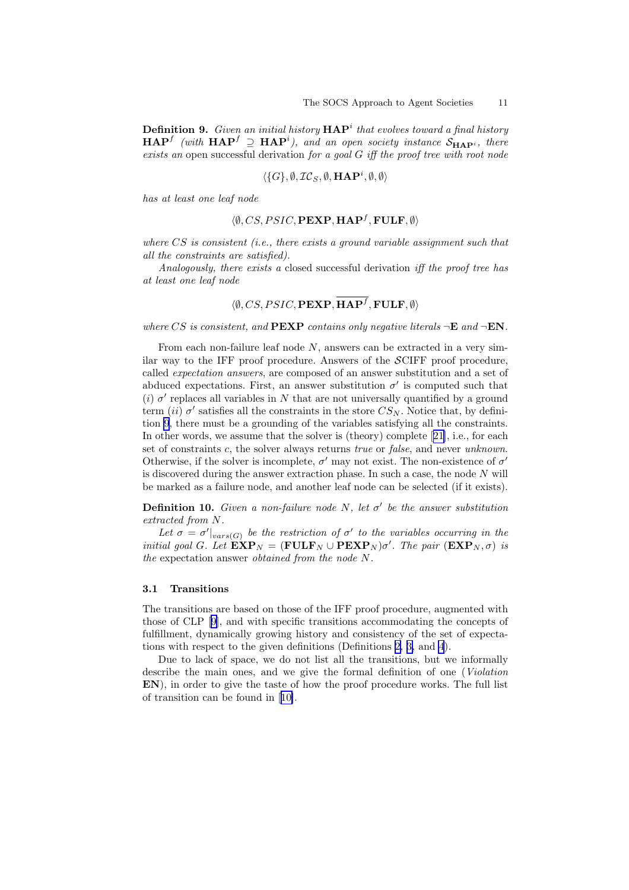**Definition 9.** *Given an initial history* $\mathbf{HAP}^i$ *that evolves toward a final history* $\mathbf{HAP}^f$ *(with* $\mathbf{HAP}^f \supseteq \mathbf{HAP}^i$*), and an open society instance* $\mathcal{S}_{\mathbf{HAP}^i}$*, there exists an* open successful derivation *for a goal* $G$ *iff the proof tree with root node*

$$\langle \{G\}, \emptyset, \mathcal{IC}_S, \emptyset, \mathbf{HAP}^i, \emptyset, \emptyset \rangle$$

*has at least one leaf node*

$$\langle \emptyset, CS, PSIC, \mathbf{PEXP}, \mathbf{HAP}^f, \mathbf{FULF}, \emptyset \rangle$$

*where* $CS$ *is consistent (i.e., there exists a ground variable assignment such that all the constraints are satisfied).*

*Analogously, there exists a* closed successful derivation *iff the proof tree has at least one leaf node*

$$\langle \emptyset, CS, PSIC, \mathbf{PEXP}, \overline{\mathbf{HAP}^f}, \mathbf{FULF}, \emptyset \rangle$$

*where* $CS$ *is consistent, and* $\mathbf{PEXP}$ *contains only negative literals* $\neg\mathbf{E}$ *and* $\neg\mathbf{EN}$*.*

From each non-failure leaf node $N$, answers can be extracted in a very similar way to the IFF proof procedure. Answers of the $\mathcal{S}$CIFF proof procedure, called *expectation answers*, are composed of an answer substitution and a set of abduced expectations. First, an answer substitution $\sigma'$ is computed such that $(i)$ $\sigma'$ replaces all variables in $N$ that are not universally quantified by a ground term $(ii)$ $\sigma'$ satisfies all the constraints in the store $CS_N$. Notice that, by definition 9, there must be a grounding of the variables satisfying all the constraints. In other words, we assume that the solver is (theory) complete [21], i.e., for each set of constraints $c$, the solver always returns *true* or *false*, and never *unknown*. Otherwise, if the solver is incomplete, $\sigma'$ may not exist. The non-existence of $\sigma'$ is discovered during the answer extraction phase. In such a case, the node $N$ will be marked as a failure node, and another leaf node can be selected (if it exists).

**Definition 10.** *Given a non-failure node* $N$*, let* $\sigma'$ *be the answer substitution extracted from* $N$*.*

*Let* $\sigma = \sigma'|_{vars(G)}$ *be the restriction of* $\sigma'$ *to the variables occurring in the initial goal* $G$*. Let* $\mathbf{EXP}_N = (\mathbf{FULF}_N \cup \mathbf{PEXP}_N)\sigma'$*. The pair* $(\mathbf{EXP}_N, \sigma)$ *is the* expectation answer *obtained from the node* $N$*.*

### 3.1 Transitions

The transitions are based on those of the IFF proof procedure, augmented with those of CLP [9], and with specific transitions accommodating the concepts of fulfillment, dynamically growing history and consistency of the set of expectations with respect to the given definitions (Definitions 2, 3, and 4).

Due to lack of space, we do not list all the transitions, but we informally describe the main ones, and we give the formal definition of one (*Violation* **EN**), in order to give the taste of how the proof procedure works. The full list of transition can be found in [10].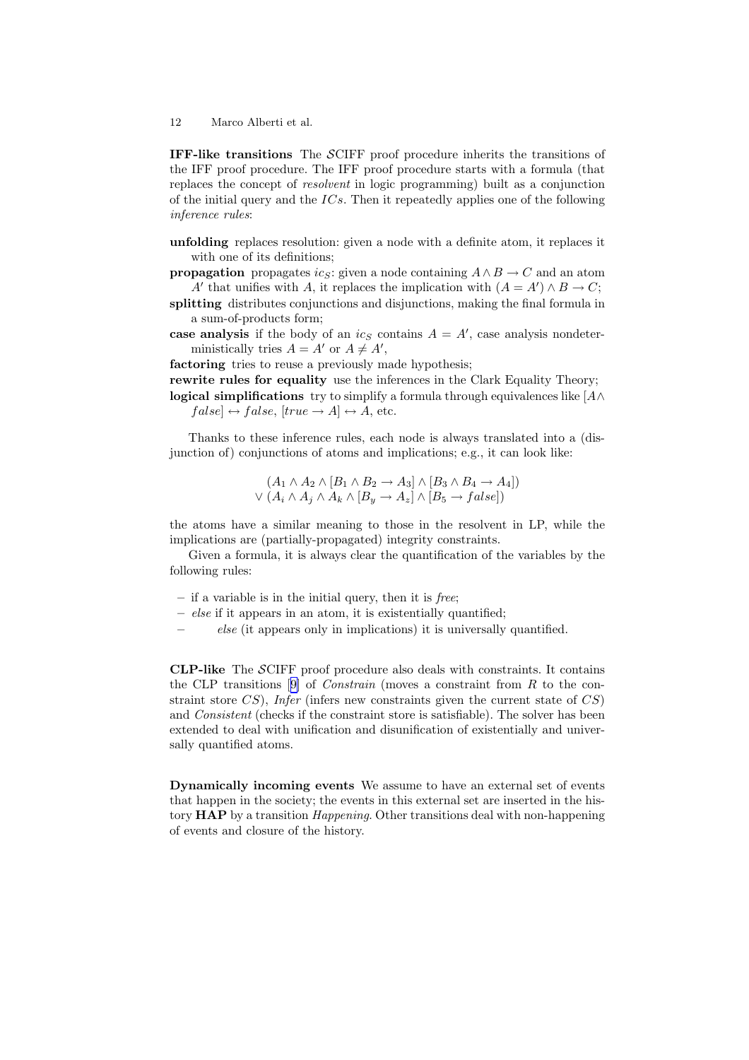**IFF-like transitions** The $\mathcal{S}$CIFF proof procedure inherits the transitions of the IFF proof procedure. The IFF proof procedure starts with a formula (that replaces the concept of *resolvent* in logic programming) built as a conjunction of the initial query and the $ICs$. Then it repeatedly applies one of the following *inference rules*:

**unfolding** replaces resolution: given a node with a definite atom, it replaces it with one of its definitions;

**propagation** propagates $ic_S$: given a node containing $A \wedge B \rightarrow C$ and an atom $A'$ that unifies with $A$, it replaces the implication with $(A = A') \wedge B \rightarrow C$;

**splitting** distributes conjunctions and disjunctions, making the final formula in a sum-of-products form;

**case analysis** if the body of an $ic_S$ contains $A = A'$, case analysis nondeterministically tries $A = A'$ or $A \neq A'$,

**factoring** tries to reuse a previously made hypothesis;

**rewrite rules for equality** use the inferences in the Clark Equality Theory;

**logical simplifications** try to simplify a formula through equivalences like $[A \wedge false] \leftrightarrow false$, $[true \rightarrow A] \leftrightarrow A$, etc.

Thanks to these inference rules, each node is always translated into a (disjunction of) conjunctions of atoms and implications; e.g., it can look like:

$$
\begin{aligned}
&(A_1 \wedge A_2 \wedge [B_1 \wedge B_2 \rightarrow A_3] \wedge [B_3 \wedge B_4 \rightarrow A_4]) \\
\vee\ &(A_i \wedge A_j \wedge A_k \wedge [B_y \rightarrow A_z] \wedge [B_5 \rightarrow false])
\end{aligned}
$$

the atoms have a similar meaning to those in the resolvent in LP, while the implications are (partially-propagated) integrity constraints.

Given a formula, it is always clear the quantification of the variables by the following rules:

- if a variable is in the initial query, then it is *free*;
- *else* if it appears in an atom, it is existentially quantified;
- *else* (it appears only in implications) it is universally quantified.

**CLP-like** The $\mathcal{S}$CIFF proof procedure also deals with constraints. It contains the CLP transitions [9] of *Constrain* (moves a constraint from $R$ to the constraint store $CS$), *Infer* (infers new constraints given the current state of $CS$) and *Consistent* (checks if the constraint store is satisfiable). The solver has been extended to deal with unification and disunification of existentially and universally quantified atoms.

**Dynamically incoming events** We assume to have an external set of events that happen in the society; the events in this external set are inserted in the history **HAP** by a transition *Happening*. Other transitions deal with non-happening of events and closure of the history.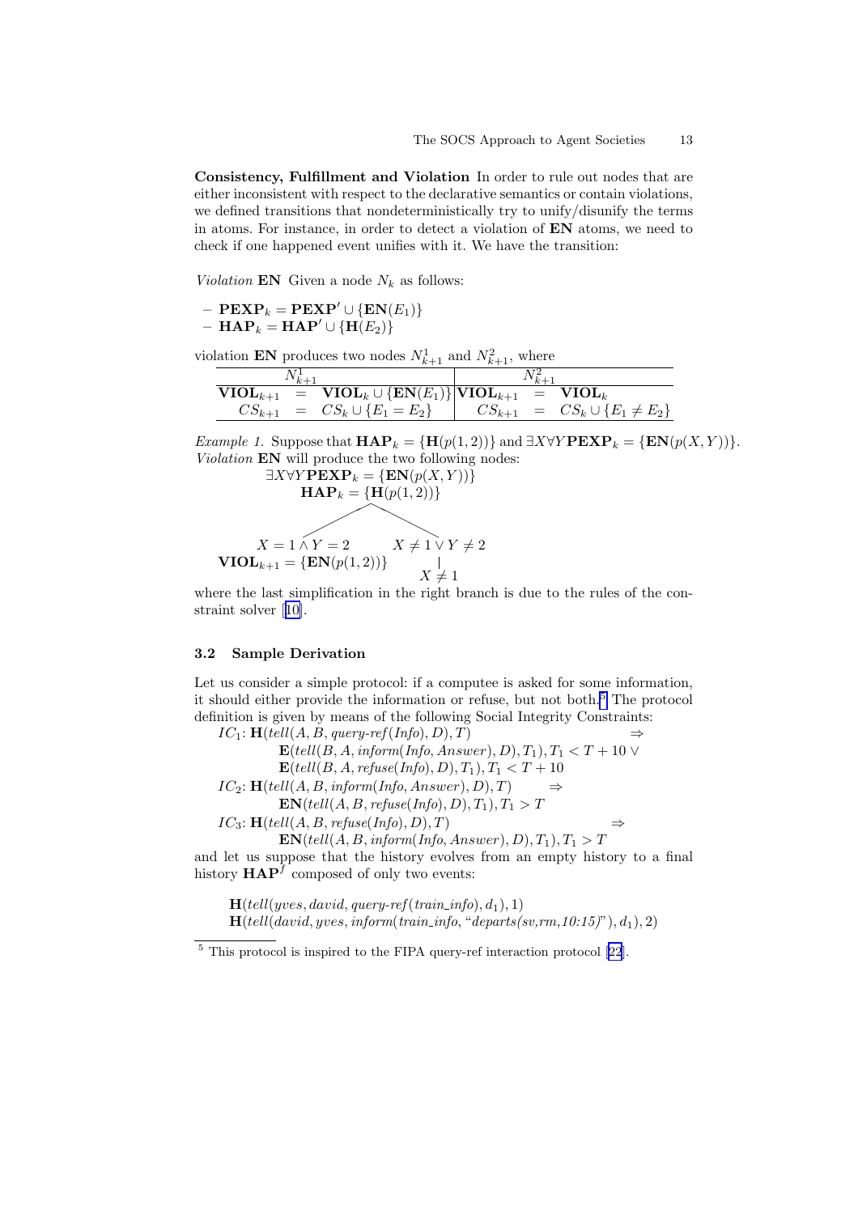**Consistency, Fulfillment and Violation** In order to rule out nodes that are either inconsistent with respect to the declarative semantics or contain violations, we defined transitions that nondeterministically try to unify/disunify the terms in atoms. For instance, in order to detect a violation of **EN** atoms, we need to check if one happened event unifies with it. We have the transition:

*Violation* **EN** Given a node $N_k$ as follows:

- $\mathbf{PEXP}_k = \mathbf{PEXP}' \cup \{\mathbf{EN}(E_1)\}$
- $\mathbf{HAP}_k = \mathbf{HAP}' \cup \{\mathbf{H}(E_2)\}$

violation **EN** produces two nodes $N^1_{k+1}$ and $N^2_{k+1}$, where

| $N^1_{k+1}$ | $N^2_{k+1}$ |
|---|---|
| $\mathbf{VIOL}_{k+1} = \mathbf{VIOL}_k \cup \{\mathbf{EN}(E_1)\}$ | $\mathbf{VIOL}_{k+1} = \mathbf{VIOL}_k$ |
| $CS_{k+1} = CS_k \cup \{E_1 = E_2\}$ | $CS_{k+1} = CS_k \cup \{E_1 \neq E_2\}$ |

*Example 1.* Suppose that $\mathbf{HAP}_k = \{\mathbf{H}(p(1,2))\}$ and $\exists X \forall Y \mathbf{PEXP}_k = \{\mathbf{EN}(p(X,Y))\}$. *Violation* **EN** will produce the two following nodes:

$$\exists X \forall Y \mathbf{PEXP}_k = \{\mathbf{EN}(p(X,Y))\}$$
$$\mathbf{HAP}_k = \{\mathbf{H}(p(1,2))\}$$

- Left branch: $X = 1 \wedge Y = 2$, $\mathbf{VIOL}_{k+1} = \{\mathbf{EN}(p(1,2))\}$
- Right branch: $X \neq 1 \vee Y \neq 2$ → $X \neq 1$

where the last simplification in the right branch is due to the rules of the constraint solver [10].

### 3.2 Sample Derivation

Let us consider a simple protocol: if a computee is asked for some information, it should either provide the information or refuse, but not both.[5] The protocol definition is given by means of the following Social Integrity Constraints:

$IC_1$: $\mathbf{H}(tell(A, B, query\text{-}ref(Info), D), T) \Rightarrow$
$\quad \mathbf{E}(tell(B, A, inform(Info, Answer), D), T_1), T_1 < T + 10 \vee$
$\quad \mathbf{E}(tell(B, A, refuse(Info), D), T_1), T_1 < T + 10$

$IC_2$: $\mathbf{H}(tell(A, B, inform(Info, Answer), D), T) \Rightarrow$
$\quad \mathbf{EN}(tell(A, B, refuse(Info), D), T_1), T_1 > T$

$IC_3$: $\mathbf{H}(tell(A, B, refuse(Info), D), T) \Rightarrow$
$\quad \mathbf{EN}(tell(A, B, inform(Info, Answer), D), T_1), T_1 > T$

and let us suppose that the history evolves from an empty history to a final history $\mathbf{HAP}^f$ composed of only two events:

$\mathbf{H}(tell(yves, david, query\text{-}ref(train\_info), d_1), 1)$
$\mathbf{H}(tell(david, yves, inform(train\_info, \text{"}departs(sv,rm,10{:}15)\text{"}), d_1), 2)$

---

[5] This protocol is inspired to the FIPA query-ref interaction protocol [22].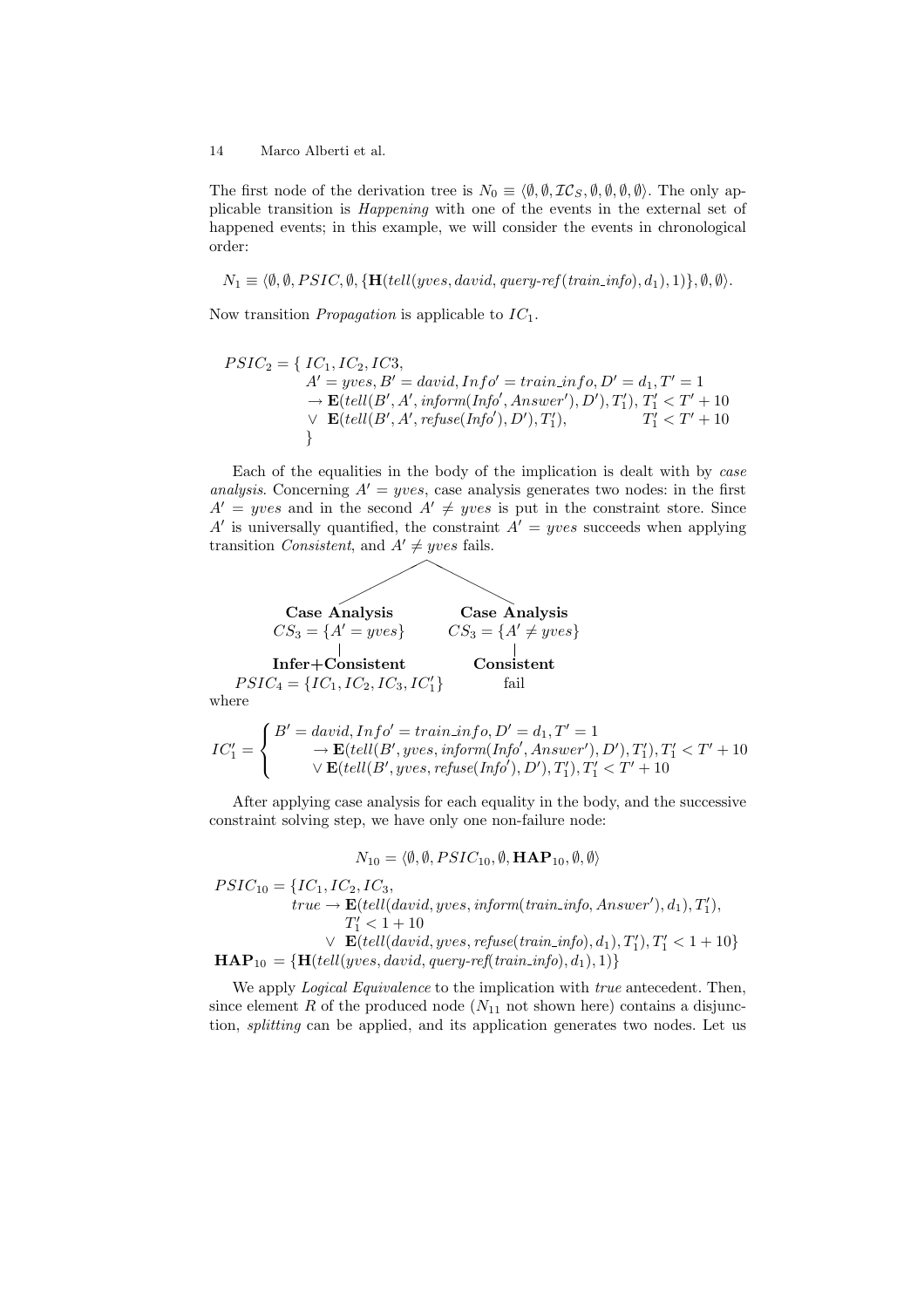The first node of the derivation tree is $N_0 \equiv \langle \emptyset, \emptyset, \mathcal{IC}_S, \emptyset, \emptyset, \emptyset, \emptyset \rangle$. The only applicable transition is *Happening* with one of the events in the external set of happened events; in this example, we will consider the events in chronological order:

$$N_1 \equiv \langle \emptyset, \emptyset, PSIC, \emptyset, \{\mathbf{H}(tell(yves, david, query\text{-}ref(train\_info), d_1), 1)\}, \emptyset, \emptyset \rangle.$$

Now transition *Propagation* is applicable to $IC_1$.

$$
\begin{array}{ll}
PSIC_2 = \{ & IC_1, IC_2, IC3, \\
& A' = yves, B' = david, Info' = train\_info, D' = d_1, T' = 1 \\
& \rightarrow \mathbf{E}(tell(B', A', inform(Info', Answer'), D'), T_1'),\ T_1' < T' + 10 \\
& \vee\ \ \mathbf{E}(tell(B', A', refuse(Info'), D'), T_1'), \qquad\qquad T_1' < T' + 10 \\
& \}
\end{array}
$$

Each of the equalities in the body of the implication is dealt with by *case analysis*. Concerning $A' = yves$, case analysis generates two nodes: in the first $A' = yves$ and in the second $A' \neq yves$ is put in the constraint store. Since $A'$ is universally quantified, the constraint $A' = yves$ succeeds when applying transition *Consistent*, and $A' \neq yves$ fails.

| **Case Analysis** | **Case Analysis** |
|---|---|
| $CS_3 = \{A' = yves\}$ | $CS_3 = \{A' \neq yves\}$ |
| **Infer+Consistent** | **Consistent** |
| $PSIC_4 = \{IC_1, IC_2, IC_3, IC_1'\}$ | fail |

where

$$
IC_1' = \begin{cases}
B' = david, Info' = train\_info, D' = d_1, T' = 1 \\
\qquad \rightarrow \mathbf{E}(tell(B', yves, inform(Info', Answer'), D'), T_1'), T_1' < T' + 10 \\
\qquad \vee \mathbf{E}(tell(B', yves, refuse(Info'), D'), T_1'), T_1' < T' + 10
\end{cases}
$$

After applying case analysis for each equality in the body, and the successive constraint solving step, we have only one non-failure node:

$$N_{10} = \langle \emptyset, \emptyset, PSIC_{10}, \emptyset, \mathbf{HAP}_{10}, \emptyset, \emptyset \rangle$$

$$
\begin{array}{ll}
PSIC_{10} = \{ & IC_1, IC_2, IC_3, \\
& true \rightarrow \mathbf{E}(tell(david, yves, inform(train\_info, Answer'), d_1), T_1'), \\
& \qquad T_1' < 1 + 10 \\
& \quad \vee\ \ \mathbf{E}(tell(david, yves, refuse(train\_info), d_1), T_1'), T_1' < 1 + 10\} \\
\mathbf{HAP}_{10} = \{ & \mathbf{H}(tell(yves, david, query\text{-}ref(train\_info), d_1), 1)\}
\end{array}
$$

We apply *Logical Equivalence* to the implication with *true* antecedent. Then, since element $R$ of the produced node ($N_{11}$ not shown here) contains a disjunction, *splitting* can be applied, and its application generates two nodes. Let us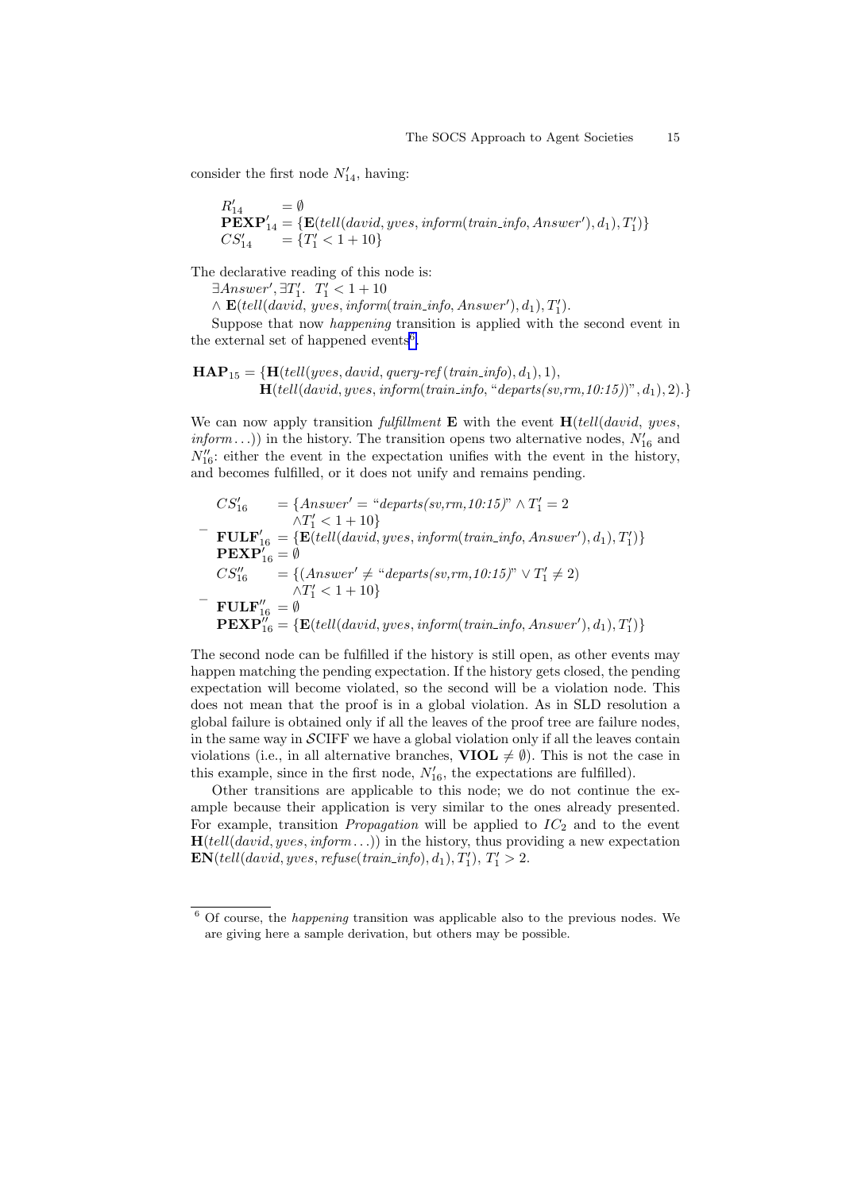consider the first node $N'_{14}$, having:

$$
\begin{array}{ll}
R'_{14} & = \emptyset \\
\mathbf{PEXP}'_{14} & = \{\mathbf{E}(tell(david, yves, inform(train\_info, Answer'), d_1), T'_1)\} \\
CS'_{14} & = \{T'_1 < 1 + 10\}
\end{array}
$$

The declarative reading of this node is:
$\exists Answer', \exists T'_1.\ T'_1 < 1 + 10$
$\wedge\ \mathbf{E}(tell(david,\ yves, inform(train\_info, Answer'), d_1), T'_1)$.

Suppose that now *happening* transition is applied with the second event in the external set of happened events[6].

$$
\begin{array}{ll}
\mathbf{HAP}_{15} = \{ & \mathbf{H}(tell(yves, david, query\text{-}ref(train\_info), d_1), 1), \\
& \mathbf{H}(tell(david, yves, inform(train\_info, \text{``}departs(sv,rm,10{:}15)\text{''}), d_1), 2).\}
\end{array}
$$

We can now apply transition *fulfillment* **E** with the event $\mathbf{H}(tell(david,\ yves,$ $inform \ldots))$ in the history. The transition opens two alternative nodes, $N'_{16}$ and $N''_{16}$: either the event in the expectation unifies with the event in the history, and becomes fulfilled, or it does not unify and remains pending.

– 
$$
\begin{array}{ll}
CS'_{16} & = \{Answer' = \text{``}departs(sv,rm,10{:}15)\text{''} \wedge T'_1 = 2 \\
& \quad \wedge T'_1 < 1 + 10\} \\
\mathbf{FULF}'_{16} & = \{\mathbf{E}(tell(david, yves, inform(train\_info, Answer'), d_1), T'_1)\} \\
\mathbf{PEXP}'_{16} & = \emptyset
\end{array}
$$

– 
$$
\begin{array}{ll}
CS''_{16} & = \{(Answer' \neq \text{``}departs(sv,rm,10{:}15)\text{''} \vee T'_1 \neq 2) \\
& \quad \wedge T'_1 < 1 + 10\} \\
\mathbf{FULF}''_{16} & = \emptyset \\
\mathbf{PEXP}''_{16} & = \{\mathbf{E}(tell(david, yves, inform(train\_info, Answer'), d_1), T'_1)\}
\end{array}
$$

The second node can be fulfilled if the history is still open, as other events may happen matching the pending expectation. If the history gets closed, the pending expectation will become violated, so the second will be a violation node. This does not mean that the proof is in a global violation. As in SLD resolution a global failure is obtained only if all the leaves of the proof tree are failure nodes, in the same way in $\mathcal{S}$CIFF we have a global violation only if all the leaves contain violations (i.e., in all alternative branches, $\mathbf{VIOL} \neq \emptyset$). This is not the case in this example, since in the first node, $N'_{16}$, the expectations are fulfilled).

Other transitions are applicable to this node; we do not continue the example because their application is very similar to the ones already presented. For example, transition *Propagation* will be applied to $IC_2$ and to the event $\mathbf{H}(tell(david, yves, inform \ldots))$ in the history, thus providing a new expectation $\mathbf{EN}(tell(david, yves, refuse(train\_info), d_1), T'_1)$, $T'_1 > 2$.

---

[6] Of course, the *happening* transition was applicable also to the previous nodes. We are giving here a sample derivation, but others may be possible.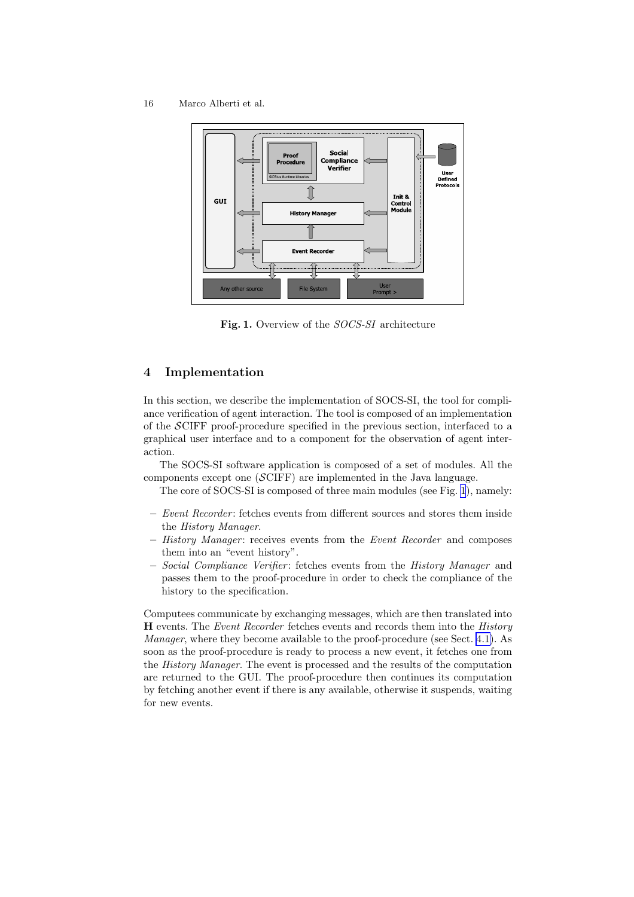Fig. 1. Overview of the *SOCS-SI* architecture

## 4 Implementation

In this section, we describe the implementation of SOCS-SI, the tool for compliance verification of agent interaction. The tool is composed of an implementation of the $\mathcal{S}$CIFF proof-procedure specified in the previous section, interfaced to a graphical user interface and to a component for the observation of agent interaction.

The SOCS-SI software application is composed of a set of modules. All the components except one ($\mathcal{S}$CIFF) are implemented in the Java language.

The core of SOCS-SI is composed of three main modules (see Fig. 1), namely:

- *Event Recorder*: fetches events from different sources and stores them inside the *History Manager*.
- *History Manager*: receives events from the *Event Recorder* and composes them into an "event history".
- *Social Compliance Verifier*: fetches events from the *History Manager* and passes them to the proof-procedure in order to check the compliance of the history to the specification.

Computees communicate by exchanging messages, which are then translated into **H** events. The *Event Recorder* fetches events and records them into the *History Manager*, where they become available to the proof-procedure (see Sect. 4.1). As soon as the proof-procedure is ready to process a new event, it fetches one from the *History Manager*. The event is processed and the results of the computation are returned to the GUI. The proof-procedure then continues its computation by fetching another event if there is any available, otherwise it suspends, waiting for new events.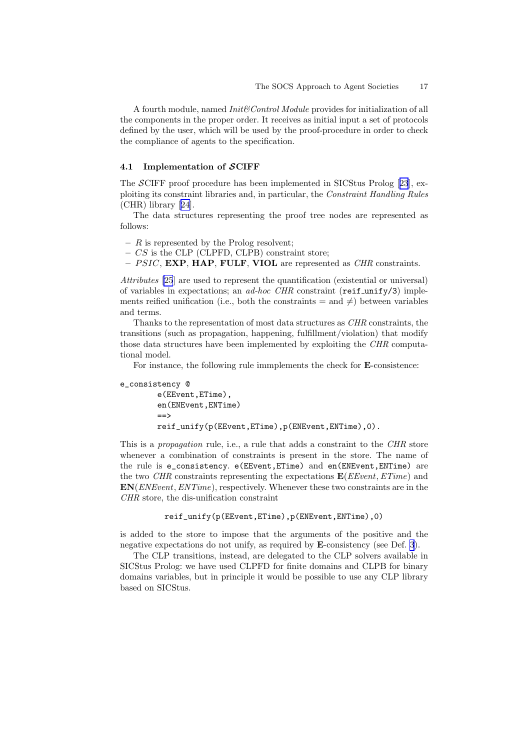A fourth module, named *Init&Control Module* provides for initialization of all the components in the proper order. It receives as initial input a set of protocols defined by the user, which will be used by the proof-procedure in order to check the compliance of agents to the specification.

### 4.1 Implementation of $\mathcal{S}$CIFF

The $\mathcal{S}$CIFF proof procedure has been implemented in SICStus Prolog [23], exploiting its constraint libraries and, in particular, the *Constraint Handling Rules* (CHR) library [24].

The data structures representing the proof tree nodes are represented as follows:

- $R$ is represented by the Prolog resolvent;
- $CS$ is the CLP (CLPFD, CLPB) constraint store;
- $PSIC$, **EXP**, **HAP**, **FULF**, **VIOL** are represented as *CHR* constraints.

*Attributes* [25] are used to represent the quantification (existential or universal) of variables in expectations; an *ad-hoc CHR* constraint (`reif_unify/3`) implements reified unification (i.e., both the constraints $=$ and $\neq$) between variables and terms.

Thanks to the representation of most data structures as *CHR* constraints, the transitions (such as propagation, happening, fulfillment/violation) that modify those data structures have been implemented by exploiting the *CHR* computational model.

For instance, the following rule immplements the check for **E**-consistence:

```
e_consistency @
        e(EEvent,ETime),
        en(ENEvent,ENTime)
        ==>
        reif_unify(p(EEvent,ETime),p(ENEvent,ENTime),0).
```

This is a *propagation* rule, i.e., a rule that adds a constraint to the *CHR* store whenever a combination of constraints is present in the store. The name of the rule is `e_consistency`. `e(EEvent,ETime)` and `en(ENEvent,ENTime)` are the two *CHR* constraints representing the expectations $\mathbf{E}(EEvent, ETime)$ and $\mathbf{EN}(ENEvent, ENTime)$, respectively. Whenever these two constraints are in the *CHR* store, the dis-unification constraint

```
reif_unify(p(EEvent,ETime),p(ENEvent,ENTime),0)
```

is added to the store to impose that the arguments of the positive and the negative expectations do not unify, as required by **E**-consistency (see Def. 3).

The CLP transitions, instead, are delegated to the CLP solvers available in SICStus Prolog: we have used CLPFD for finite domains and CLPB for binary domains variables, but in principle it would be possible to use any CLP library based on SICStus.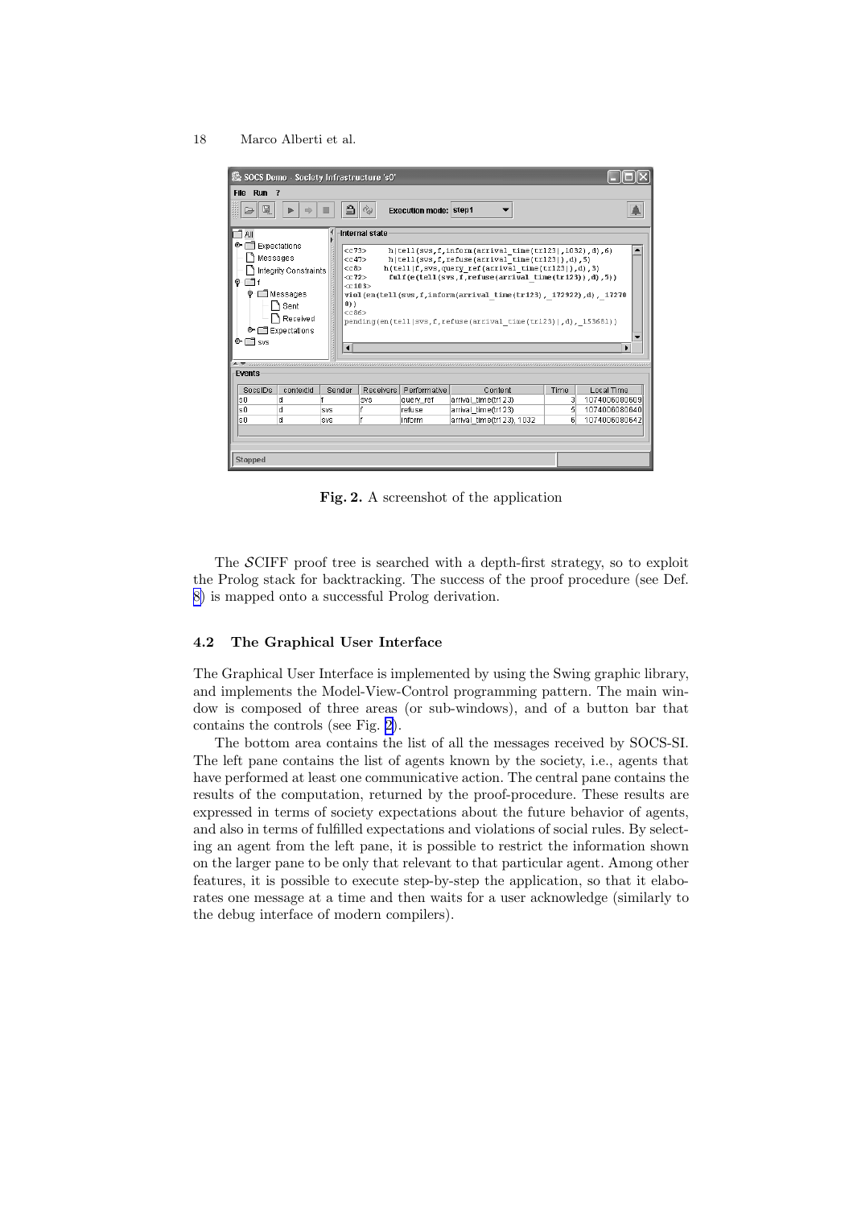Fig. 2. A screenshot of the application

The $\mathcal{S}$CIFF proof tree is searched with a depth-first strategy, so to exploit the Prolog stack for backtracking. The success of the proof procedure (see Def. 8) is mapped onto a successful Prolog derivation.

### 4.2 The Graphical User Interface

The Graphical User Interface is implemented by using the Swing graphic library, and implements the Model-View-Control programming pattern. The main window is composed of three areas (or sub-windows), and of a button bar that contains the controls (see Fig. 2).

The bottom area contains the list of all the messages received by SOCS-SI. The left pane contains the list of agents known by the society, i.e., agents that have performed at least one communicative action. The central pane contains the results of the computation, returned by the proof-procedure. These results are expressed in terms of society expectations about the future behavior of agents, and also in terms of fulfilled expectations and violations of social rules. By selecting an agent from the left pane, it is possible to restrict the information shown on the larger pane to be only that relevant to that particular agent. Among other features, it is possible to execute step-by-step the application, so that it elaborates one message at a time and then waits for a user acknowledge (similarly to the debug interface of modern compilers).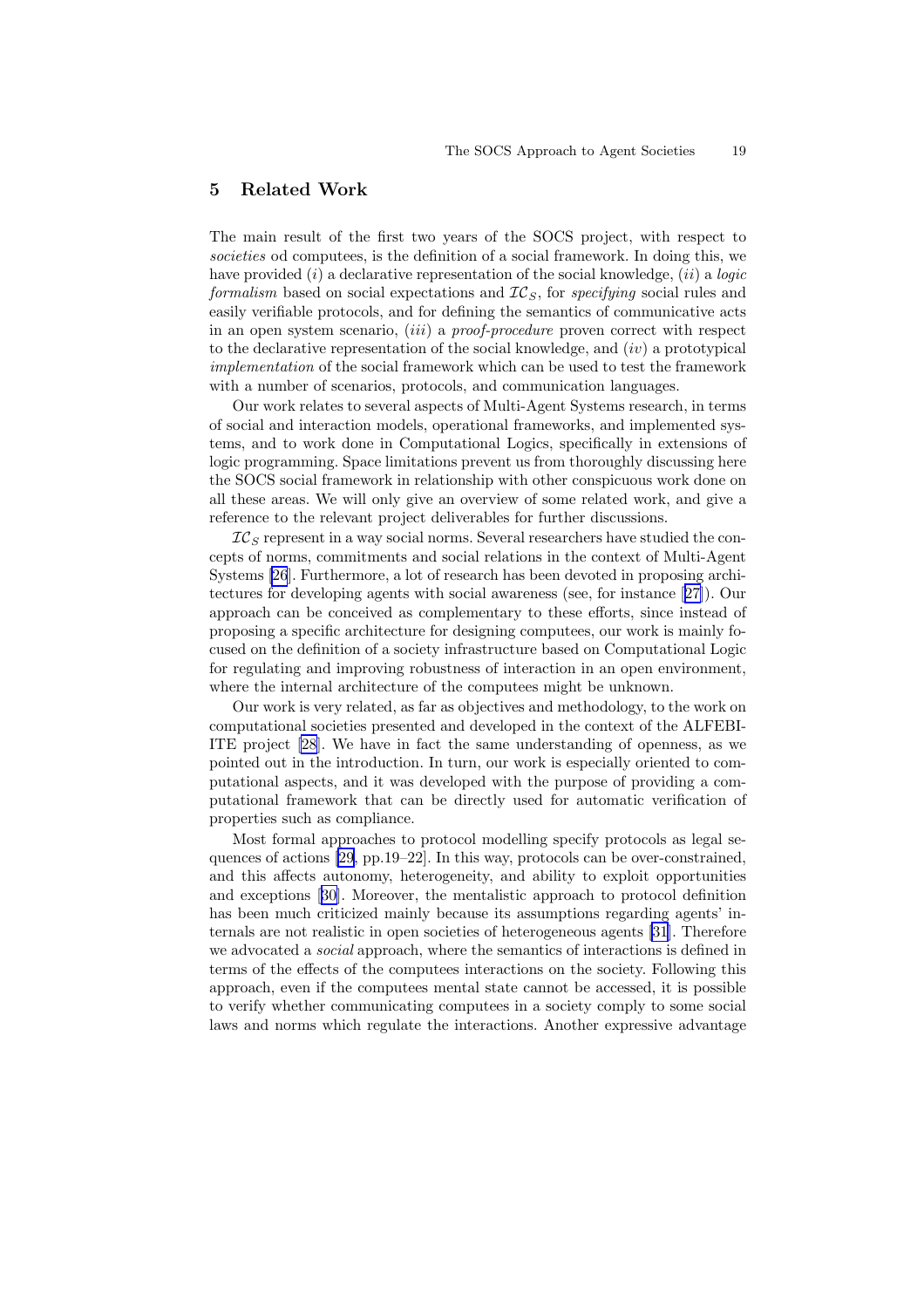## 5 Related Work

The main result of the first two years of the SOCS project, with respect to *societies* od computees, is the definition of a social framework. In doing this, we have provided (*i*) a declarative representation of the social knowledge, (*ii*) a *logic formalism* based on social expectations and $\mathcal{IC}_S$, for *specifying* social rules and easily verifiable protocols, and for defining the semantics of communicative acts in an open system scenario, (*iii*) a *proof-procedure* proven correct with respect to the declarative representation of the social knowledge, and (*iv*) a prototypical *implementation* of the social framework which can be used to test the framework with a number of scenarios, protocols, and communication languages.

Our work relates to several aspects of Multi-Agent Systems research, in terms of social and interaction models, operational frameworks, and implemented systems, and to work done in Computational Logics, specifically in extensions of logic programming. Space limitations prevent us from thoroughly discussing here the SOCS social framework in relationship with other conspicuous work done on all these areas. We will only give an overview of some related work, and give a reference to the relevant project deliverables for further discussions.

$\mathcal{IC}_S$ represent in a way social norms. Several researchers have studied the concepts of norms, commitments and social relations in the context of Multi-Agent Systems [26]. Furthermore, a lot of research has been devoted in proposing architectures for developing agents with social awareness (see, for instance [27]). Our approach can be conceived as complementary to these efforts, since instead of proposing a specific architecture for designing computees, our work is mainly focused on the definition of a society infrastructure based on Computational Logic for regulating and improving robustness of interaction in an open environment, where the internal architecture of the computees might be unknown.

Our work is very related, as far as objectives and methodology, to the work on computational societies presented and developed in the context of the ALFEBIITE project [28]. We have in fact the same understanding of openness, as we pointed out in the introduction. In turn, our work is especially oriented to computational aspects, and it was developed with the purpose of providing a computational framework that can be directly used for automatic verification of properties such as compliance.

Most formal approaches to protocol modelling specify protocols as legal sequences of actions [29, pp.19–22]. In this way, protocols can be over-constrained, and this affects autonomy, heterogeneity, and ability to exploit opportunities and exceptions [30]. Moreover, the mentalistic approach to protocol definition has been much criticized mainly because its assumptions regarding agents' internals are not realistic in open societies of heterogeneous agents [31]. Therefore we advocated a *social* approach, where the semantics of interactions is defined in terms of the effects of the computees interactions on the society. Following this approach, even if the computees mental state cannot be accessed, it is possible to verify whether communicating computees in a society comply to some social laws and norms which regulate the interactions. Another expressive advantage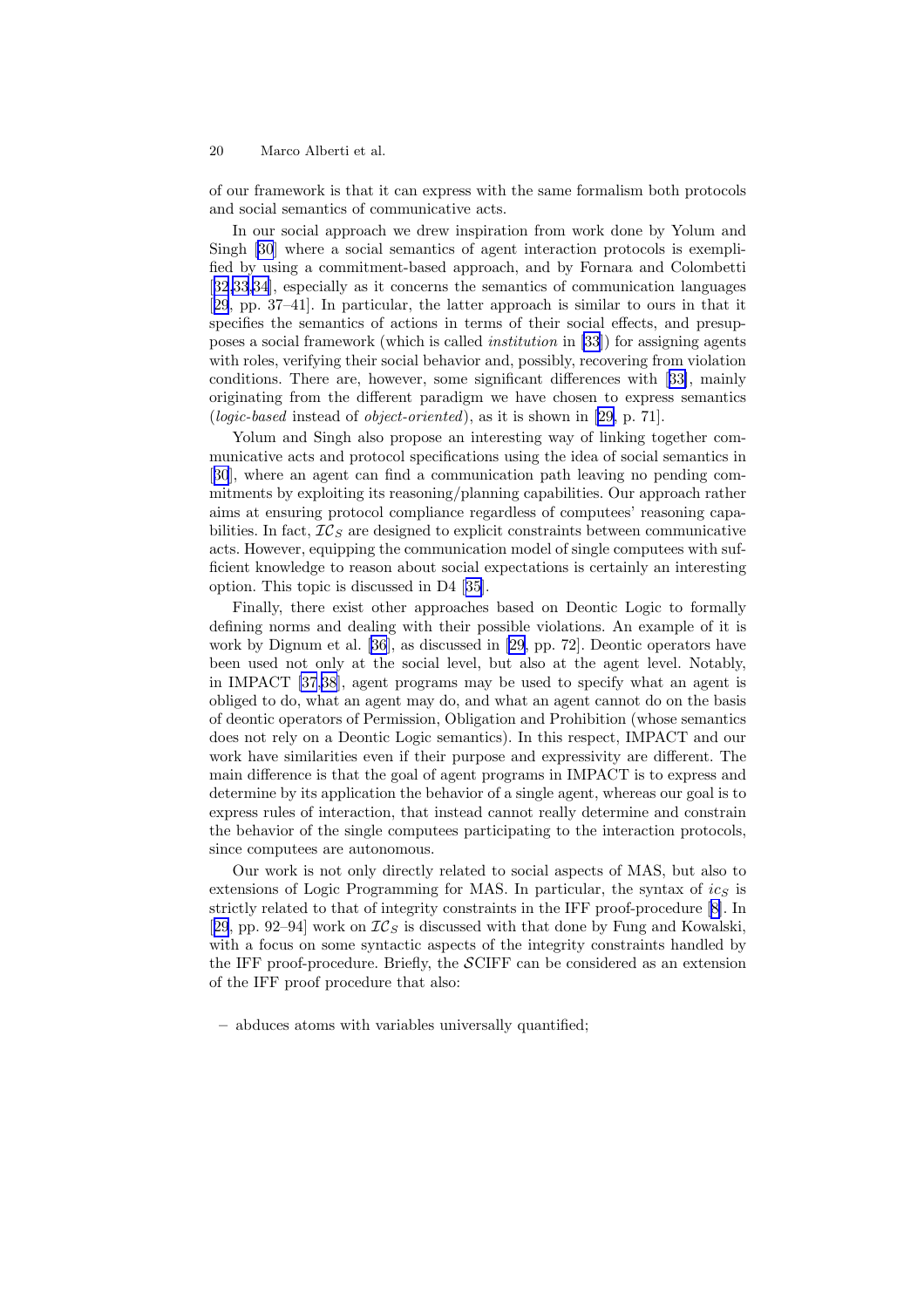of our framework is that it can express with the same formalism both protocols and social semantics of communicative acts.

In our social approach we drew inspiration from work done by Yolum and Singh [30] where a social semantics of agent interaction protocols is exemplified by using a commitment-based approach, and by Fornara and Colombetti [32,33,34], especially as it concerns the semantics of communication languages [29, pp. 37–41]. In particular, the latter approach is similar to ours in that it specifies the semantics of actions in terms of their social effects, and presupposes a social framework (which is called *institution* in [33]) for assigning agents with roles, verifying their social behavior and, possibly, recovering from violation conditions. There are, however, some significant differences with [33], mainly originating from the different paradigm we have chosen to express semantics (*logic-based* instead of *object-oriented*), as it is shown in [29, p. 71].

Yolum and Singh also propose an interesting way of linking together communicative acts and protocol specifications using the idea of social semantics in [30], where an agent can find a communication path leaving no pending commitments by exploiting its reasoning/planning capabilities. Our approach rather aims at ensuring protocol compliance regardless of computees' reasoning capabilities. In fact, $\mathcal{IC}_S$ are designed to explicit constraints between communicative acts. However, equipping the communication model of single computees with sufficient knowledge to reason about social expectations is certainly an interesting option. This topic is discussed in D4 [35].

Finally, there exist other approaches based on Deontic Logic to formally defining norms and dealing with their possible violations. An example of it is work by Dignum et al. [36], as discussed in [29, pp. 72]. Deontic operators have been used not only at the social level, but also at the agent level. Notably, in IMPACT [37,38], agent programs may be used to specify what an agent is obliged to do, what an agent may do, and what an agent cannot do on the basis of deontic operators of Permission, Obligation and Prohibition (whose semantics does not rely on a Deontic Logic semantics). In this respect, IMPACT and our work have similarities even if their purpose and expressivity are different. The main difference is that the goal of agent programs in IMPACT is to express and determine by its application the behavior of a single agent, whereas our goal is to express rules of interaction, that instead cannot really determine and constrain the behavior of the single computees participating to the interaction protocols, since computees are autonomous.

Our work is not only directly related to social aspects of MAS, but also to extensions of Logic Programming for MAS. In particular, the syntax of $ic_S$ is strictly related to that of integrity constraints in the IFF proof-procedure [8]. In [29, pp. 92–94] work on $\mathcal{IC}_S$ is discussed with that done by Fung and Kowalski, with a focus on some syntactic aspects of the integrity constraints handled by the IFF proof-procedure. Briefly, the $\mathcal{S}$CIFF can be considered as an extension of the IFF proof procedure that also:

- abduces atoms with variables universally quantified;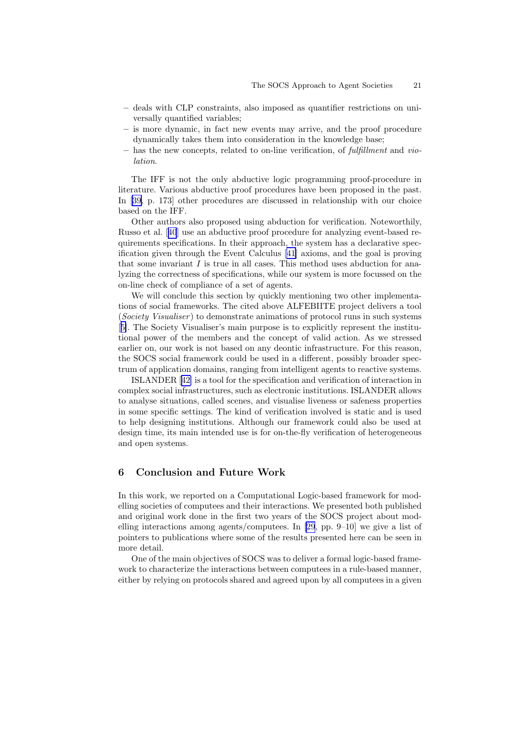– deals with CLP constraints, also imposed as quantifier restrictions on universally quantified variables;
– is more dynamic, in fact new events may arrive, and the proof procedure dynamically takes them into consideration in the knowledge base;
– has the new concepts, related to on-line verification, of *fulfillment* and *violation*.

The IFF is not the only abductive logic programming proof-procedure in literature. Various abductive proof procedures have been proposed in the past. In [39, p. 173] other procedures are discussed in relationship with our choice based on the IFF.

Other authors also proposed using abduction for verification. Noteworthily, Russo et al. [40] use an abductive proof procedure for analyzing event-based requirements specifications. In their approach, the system has a declarative specification given through the Event Calculus [41] axioms, and the goal is proving that some invariant $I$ is true in all cases. This method uses abduction for analyzing the correctness of specifications, while our system is more focussed on the on-line check of compliance of a set of agents.

We will conclude this section by quickly mentioning two other implementations of social frameworks. The cited above ALFEBIITE project delivers a tool (*Society Visualiser*) to demonstrate animations of protocol runs in such systems [5]. The Society Visualiser's main purpose is to explicitly represent the institutional power of the members and the concept of valid action. As we stressed earlier on, our work is not based on any deontic infrastructure. For this reason, the SOCS social framework could be used in a different, possibly broader spectrum of application domains, ranging from intelligent agents to reactive systems.

ISLANDER [42] is a tool for the specification and verification of interaction in complex social infrastructures, such as electronic institutions. ISLANDER allows to analyse situations, called scenes, and visualise liveness or safeness properties in some specific settings. The kind of verification involved is static and is used to help designing institutions. Although our framework could also be used at design time, its main intended use is for on-the-fly verification of heterogeneous and open systems.

## 6 Conclusion and Future Work

In this work, we reported on a Computational Logic-based framework for modelling societies of computees and their interactions. We presented both published and original work done in the first two years of the SOCS project about modelling interactions among agents/computees. In [29, pp. 9–10] we give a list of pointers to publications where some of the results presented here can be seen in more detail.

One of the main objectives of SOCS was to deliver a formal logic-based framework to characterize the interactions between computees in a rule-based manner, either by relying on protocols shared and agreed upon by all computees in a given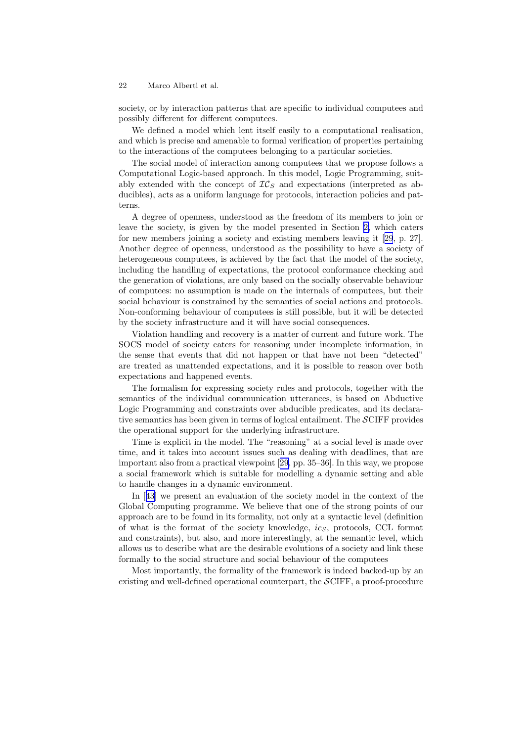society, or by interaction patterns that are specific to individual computees and possibly different for different computees.

We defined a model which lent itself easily to a computational realisation, and which is precise and amenable to formal verification of properties pertaining to the interactions of the computees belonging to a particular societies.

The social model of interaction among computees that we propose follows a Computational Logic-based approach. In this model, Logic Programming, suitably extended with the concept of $\mathcal{IC}_S$ and expectations (interpreted as abducibles), acts as a uniform language for protocols, interaction policies and patterns.

A degree of openness, understood as the freedom of its members to join or leave the society, is given by the model presented in Section 2, which caters for new members joining a society and existing members leaving it [29, p. 27]. Another degree of openness, understood as the possibility to have a society of heterogeneous computees, is achieved by the fact that the model of the society, including the handling of expectations, the protocol conformance checking and the generation of violations, are only based on the socially observable behaviour of computees: no assumption is made on the internals of computees, but their social behaviour is constrained by the semantics of social actions and protocols. Non-conforming behaviour of computees is still possible, but it will be detected by the society infrastructure and it will have social consequences.

Violation handling and recovery is a matter of current and future work. The SOCS model of society caters for reasoning under incomplete information, in the sense that events that did not happen or that have not been "detected" are treated as unattended expectations, and it is possible to reason over both expectations and happened events.

The formalism for expressing society rules and protocols, together with the semantics of the individual communication utterances, is based on Abductive Logic Programming and constraints over abducible predicates, and its declarative semantics has been given in terms of logical entailment. The $\mathcal{S}$CIFF provides the operational support for the underlying infrastructure.

Time is explicit in the model. The "reasoning" at a social level is made over time, and it takes into account issues such as dealing with deadlines, that are important also from a practical viewpoint [29, pp. 35–36]. In this way, we propose a social framework which is suitable for modelling a dynamic setting and able to handle changes in a dynamic environment.

In [43] we present an evaluation of the society model in the context of the Global Computing programme. We believe that one of the strong points of our approach are to be found in its formality, not only at a syntactic level (definition of what is the format of the society knowledge, $ic_S$, protocols, CCL format and constraints), but also, and more interestingly, at the semantic level, which allows us to describe what are the desirable evolutions of a society and link these formally to the social structure and social behaviour of the computees

Most importantly, the formality of the framework is indeed backed-up by an existing and well-defined operational counterpart, the $\mathcal{S}$CIFF, a proof-procedure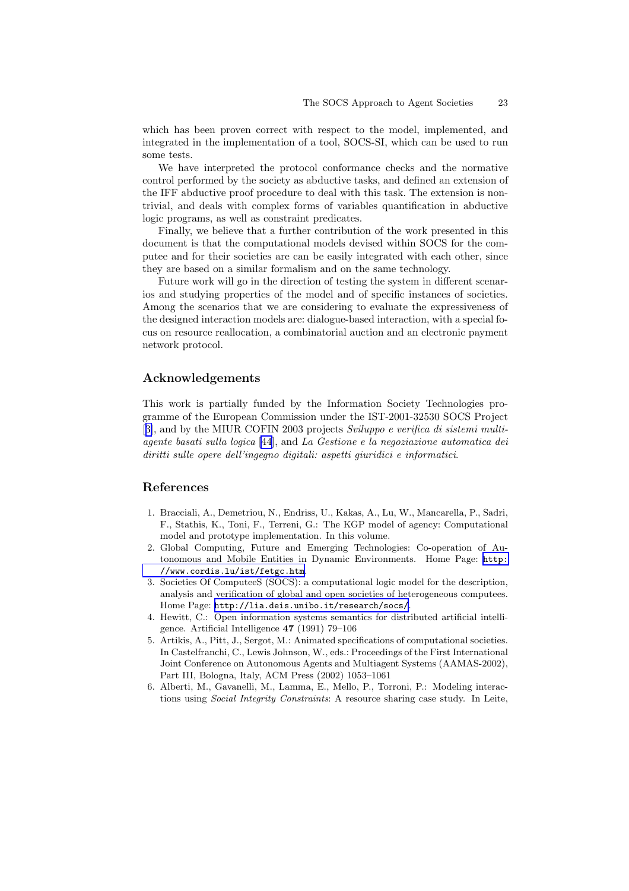which has been proven correct with respect to the model, implemented, and integrated in the implementation of a tool, SOCS-SI, which can be used to run some tests.

We have interpreted the protocol conformance checks and the normative control performed by the society as abductive tasks, and defined an extension of the IFF abductive proof procedure to deal with this task. The extension is non-trivial, and deals with complex forms of variables quantification in abductive logic programs, as well as constraint predicates.

Finally, we believe that a further contribution of the work presented in this document is that the computational models devised within SOCS for the computee and for their societies are can be easily integrated with each other, since they are based on a similar formalism and on the same technology.

Future work will go in the direction of testing the system in different scenarios and studying properties of the model and of specific instances of societies. Among the scenarios that we are considering to evaluate the expressiveness of the designed interaction models are: dialogue-based interaction, with a special focus on resource reallocation, a combinatorial auction and an electronic payment network protocol.

## Acknowledgements

This work is partially funded by the Information Society Technologies programme of the European Commission under the IST-2001-32530 SOCS Project [3], and by the MIUR COFIN 2003 projects *Sviluppo e verifica di sistemi multiagente basati sulla logica* [44], and *La Gestione e la negoziazione automatica dei diritti sulle opere dell'ingegno digitali: aspetti giuridici e informatici*.

## References

1. Bracciali, A., Demetriou, N., Endriss, U., Kakas, A., Lu, W., Mancarella, P., Sadri, F., Stathis, K., Toni, F., Terreni, G.: The KGP model of agency: Computational model and prototype implementation. In this volume.
2. Global Computing, Future and Emerging Technologies: Co-operation of Autonomous and Mobile Entities in Dynamic Environments. Home Page: `http://www.cordis.lu/ist/fetgc.htm`.
3. Societies Of ComputeeS (SOCS): a computational logic model for the description, analysis and verification of global and open societies of heterogeneous computees. Home Page: `http://lia.deis.unibo.it/research/socs/`.
4. Hewitt, C.: Open information systems semantics for distributed artificial intelligence. Artificial Intelligence **47** (1991) 79–106
5. Artikis, A., Pitt, J., Sergot, M.: Animated specifications of computational societies. In Castelfranchi, C., Lewis Johnson, W., eds.: Proceedings of the First International Joint Conference on Autonomous Agents and Multiagent Systems (AAMAS-2002), Part III, Bologna, Italy, ACM Press (2002) 1053–1061
6. Alberti, M., Gavanelli, M., Lamma, E., Mello, P., Torroni, P.: Modeling interactions using *Social Integrity Constraints*: A resource sharing case study. In Leite,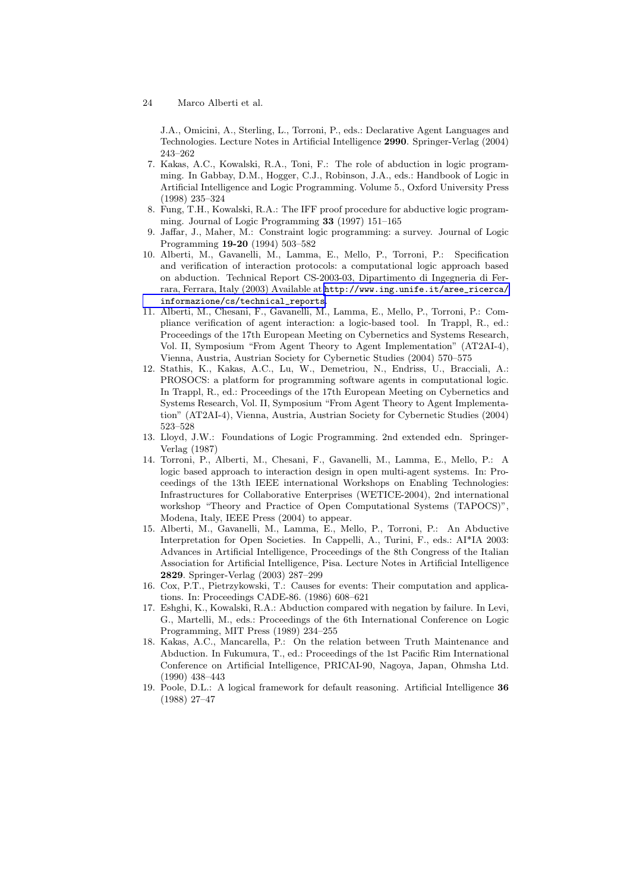J.A., Omicini, A., Sterling, L., Torroni, P., eds.: Declarative Agent Languages and Technologies. Lecture Notes in Artificial Intelligence **2990**. Springer-Verlag (2004) 243–262

7. Kakas, A.C., Kowalski, R.A., Toni, F.: The role of abduction in logic programming. In Gabbay, D.M., Hogger, C.J., Robinson, J.A., eds.: Handbook of Logic in Artificial Intelligence and Logic Programming. Volume 5., Oxford University Press (1998) 235–324
8. Fung, T.H., Kowalski, R.A.: The IFF proof procedure for abductive logic programming. Journal of Logic Programming **33** (1997) 151–165
9. Jaffar, J., Maher, M.: Constraint logic programming: a survey. Journal of Logic Programming **19-20** (1994) 503–582
10. Alberti, M., Gavanelli, M., Lamma, E., Mello, P., Torroni, P.: Specification and verification of interaction protocols: a computational logic approach based on abduction. Technical Report CS-2003-03, Dipartimento di Ingegneria di Ferrara, Ferrara, Italy (2003) Available at http://www.ing.unife.it/aree_ricerca/informazione/cs/technical_reports.
11. Alberti, M., Chesani, F., Gavanelli, M., Lamma, E., Mello, P., Torroni, P.: Compliance verification of agent interaction: a logic-based tool. In Trappl, R., ed.: Proceedings of the 17th European Meeting on Cybernetics and Systems Research, Vol. II, Symposium "From Agent Theory to Agent Implementation" (AT2AI-4), Vienna, Austria, Austrian Society for Cybernetic Studies (2004) 570–575
12. Stathis, K., Kakas, A.C., Lu, W., Demetriou, N., Endriss, U., Bracciali, A.: PROSOCS: a platform for programming software agents in computational logic. In Trappl, R., ed.: Proceedings of the 17th European Meeting on Cybernetics and Systems Research, Vol. II, Symposium "From Agent Theory to Agent Implementation" (AT2AI-4), Vienna, Austria, Austrian Society for Cybernetic Studies (2004) 523–528
13. Lloyd, J.W.: Foundations of Logic Programming. 2nd extended edn. Springer-Verlag (1987)
14. Torroni, P., Alberti, M., Chesani, F., Gavanelli, M., Lamma, E., Mello, P.: A logic based approach to interaction design in open multi-agent systems. In: Proceedings of the 13th IEEE international Workshops on Enabling Technologies: Infrastructures for Collaborative Enterprises (WETICE-2004), 2nd international workshop "Theory and Practice of Open Computational Systems (TAPOCS)", Modena, Italy, IEEE Press (2004) to appear.
15. Alberti, M., Gavanelli, M., Lamma, E., Mello, P., Torroni, P.: An Abductive Interpretation for Open Societies. In Cappelli, A., Turini, F., eds.: AI*IA 2003: Advances in Artificial Intelligence, Proceedings of the 8th Congress of the Italian Association for Artificial Intelligence, Pisa. Lecture Notes in Artificial Intelligence **2829**. Springer-Verlag (2003) 287–299
16. Cox, P.T., Pietrzykowski, T.: Causes for events: Their computation and applications. In: Proceedings CADE-86. (1986) 608–621
17. Eshghi, K., Kowalski, R.A.: Abduction compared with negation by failure. In Levi, G., Martelli, M., eds.: Proceedings of the 6th International Conference on Logic Programming, MIT Press (1989) 234–255
18. Kakas, A.C., Mancarella, P.: On the relation between Truth Maintenance and Abduction. In Fukumura, T., ed.: Proceedings of the 1st Pacific Rim International Conference on Artificial Intelligence, PRICAI-90, Nagoya, Japan, Ohmsha Ltd. (1990) 438–443
19. Poole, D.L.: A logical framework for default reasoning. Artificial Intelligence **36** (1988) 27–47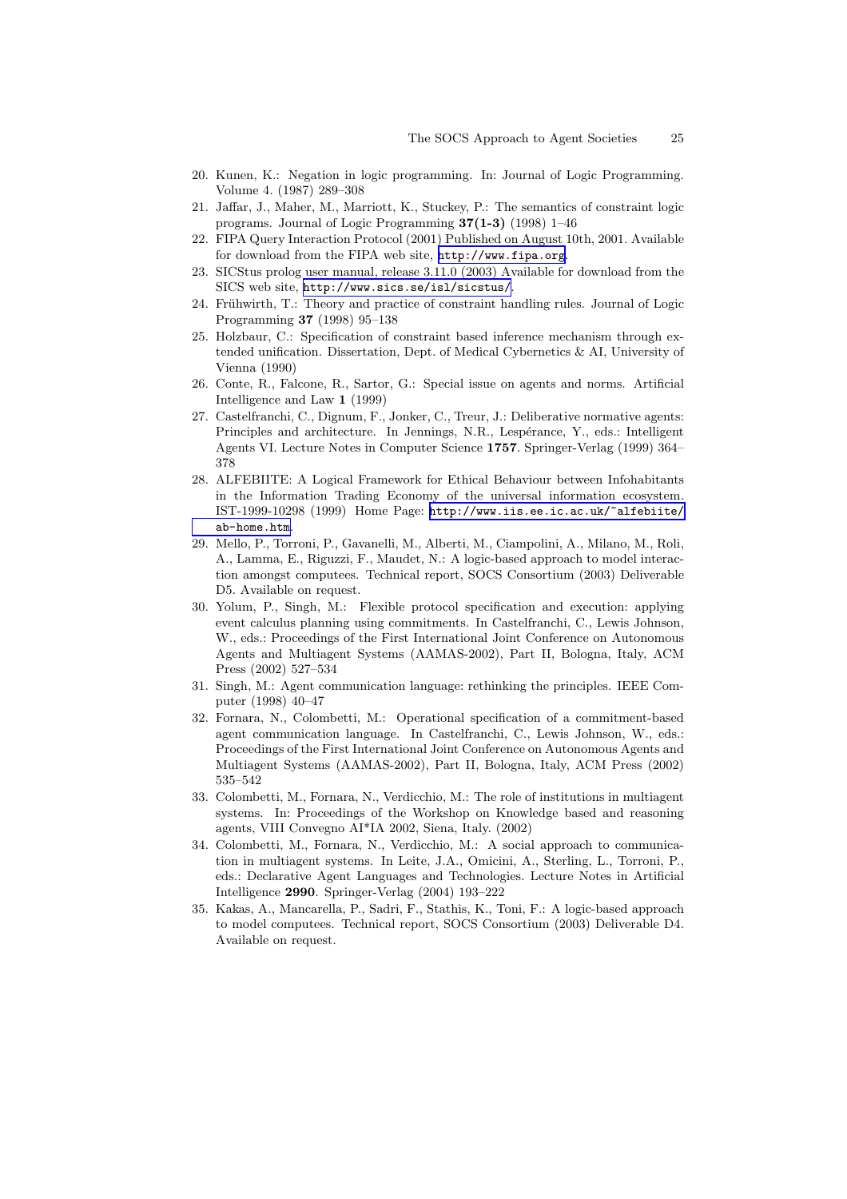20. Kunen, K.: Negation in logic programming. In: Journal of Logic Programming. Volume 4. (1987) 289–308
21. Jaffar, J., Maher, M., Marriott, K., Stuckey, P.: The semantics of constraint logic programs. Journal of Logic Programming **37(1-3)** (1998) 1–46
22. FIPA Query Interaction Protocol (2001) Published on August 10th, 2001. Available for download from the FIPA web site, `http://www.fipa.org`.
23. SICStus prolog user manual, release 3.11.0 (2003) Available for download from the SICS web site, `http://www.sics.se/isl/sicstus/`.
24. Frühwirth, T.: Theory and practice of constraint handling rules. Journal of Logic Programming **37** (1998) 95–138
25. Holzbaur, C.: Specification of constraint based inference mechanism through extended unification. Dissertation, Dept. of Medical Cybernetics & AI, University of Vienna (1990)
26. Conte, R., Falcone, R., Sartor, G.: Special issue on agents and norms. Artificial Intelligence and Law **1** (1999)
27. Castelfranchi, C., Dignum, F., Jonker, C., Treur, J.: Deliberative normative agents: Principles and architecture. In Jennings, N.R., Lespérance, Y., eds.: Intelligent Agents VI. Lecture Notes in Computer Science **1757**. Springer-Verlag (1999) 364–378
28. ALFEBIITE: A Logical Framework for Ethical Behaviour between Infohabitants in the Information Trading Economy of the universal information ecosystem. IST-1999-10298 (1999) Home Page: `http://www.iis.ee.ic.ac.uk/~alfebiite/ab-home.htm`.
29. Mello, P., Torroni, P., Gavanelli, M., Alberti, M., Ciampolini, A., Milano, M., Roli, A., Lamma, E., Riguzzi, F., Maudet, N.: A logic-based approach to model interaction amongst computees. Technical report, SOCS Consortium (2003) Deliverable D5. Available on request.
30. Yolum, P., Singh, M.: Flexible protocol specification and execution: applying event calculus planning using commitments. In Castelfranchi, C., Lewis Johnson, W., eds.: Proceedings of the First International Joint Conference on Autonomous Agents and Multiagent Systems (AAMAS-2002), Part II, Bologna, Italy, ACM Press (2002) 527–534
31. Singh, M.: Agent communication language: rethinking the principles. IEEE Computer (1998) 40–47
32. Fornara, N., Colombetti, M.: Operational specification of a commitment-based agent communication language. In Castelfranchi, C., Lewis Johnson, W., eds.: Proceedings of the First International Joint Conference on Autonomous Agents and Multiagent Systems (AAMAS-2002), Part II, Bologna, Italy, ACM Press (2002) 535–542
33. Colombetti, M., Fornara, N., Verdicchio, M.: The role of institutions in multiagent systems. In: Proceedings of the Workshop on Knowledge based and reasoning agents, VIII Convegno AI*IA 2002, Siena, Italy. (2002)
34. Colombetti, M., Fornara, N., Verdicchio, M.: A social approach to communication in multiagent systems. In Leite, J.A., Omicini, A., Sterling, L., Torroni, P., eds.: Declarative Agent Languages and Technologies. Lecture Notes in Artificial Intelligence **2990**. Springer-Verlag (2004) 193–222
35. Kakas, A., Mancarella, P., Sadri, F., Stathis, K., Toni, F.: A logic-based approach to model computees. Technical report, SOCS Consortium (2003) Deliverable D4. Available on request.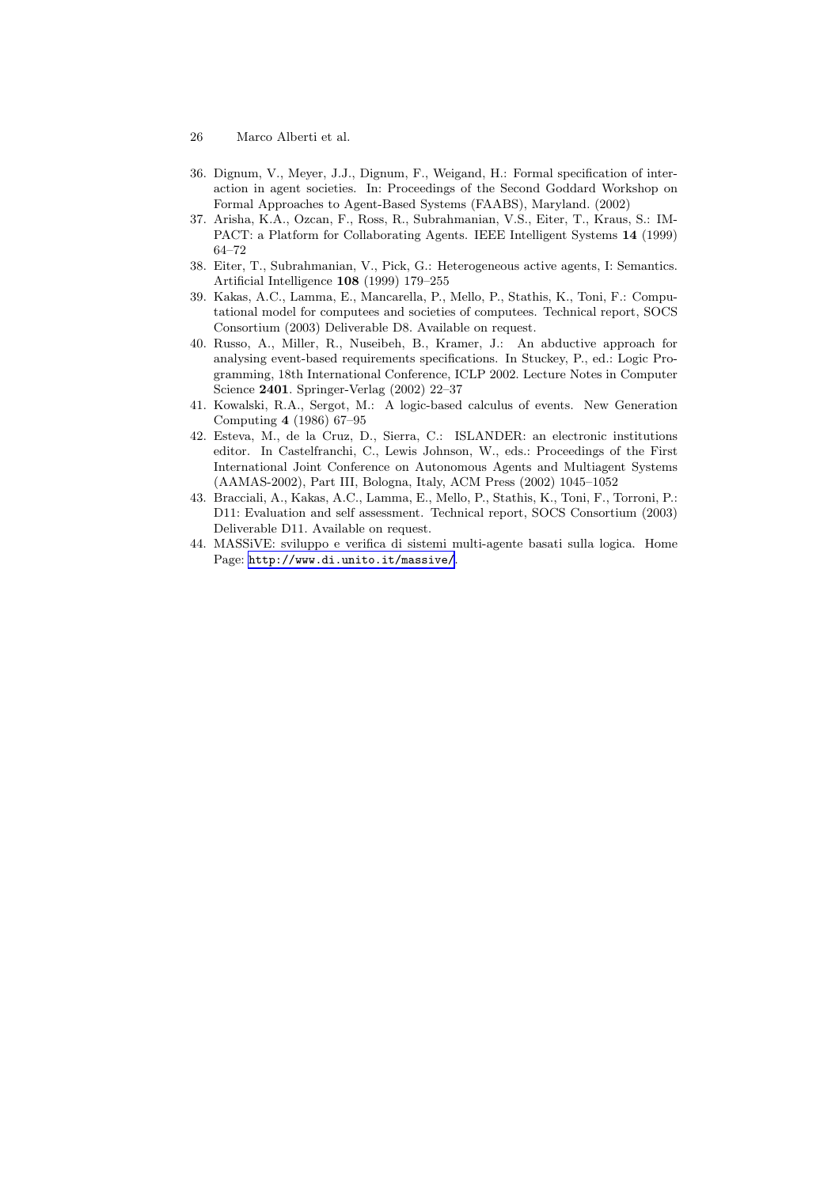36. Dignum, V., Meyer, J.J., Dignum, F., Weigand, H.: Formal specification of interaction in agent societies. In: Proceedings of the Second Goddard Workshop on Formal Approaches to Agent-Based Systems (FAABS), Maryland. (2002)
37. Arisha, K.A., Ozcan, F., Ross, R., Subrahmanian, V.S., Eiter, T., Kraus, S.: IMPACT: a Platform for Collaborating Agents. IEEE Intelligent Systems **14** (1999) 64–72
38. Eiter, T., Subrahmanian, V., Pick, G.: Heterogeneous active agents, I: Semantics. Artificial Intelligence **108** (1999) 179–255
39. Kakas, A.C., Lamma, E., Mancarella, P., Mello, P., Stathis, K., Toni, F.: Computational model for computees and societies of computees. Technical report, SOCS Consortium (2003) Deliverable D8. Available on request.
40. Russo, A., Miller, R., Nuseibeh, B., Kramer, J.: An abductive approach for analysing event-based requirements specifications. In Stuckey, P., ed.: Logic Programming, 18th International Conference, ICLP 2002. Lecture Notes in Computer Science **2401**. Springer-Verlag (2002) 22–37
41. Kowalski, R.A., Sergot, M.: A logic-based calculus of events. New Generation Computing **4** (1986) 67–95
42. Esteva, M., de la Cruz, D., Sierra, C.: ISLANDER: an electronic institutions editor. In Castelfranchi, C., Lewis Johnson, W., eds.: Proceedings of the First International Joint Conference on Autonomous Agents and Multiagent Systems (AAMAS-2002), Part III, Bologna, Italy, ACM Press (2002) 1045–1052
43. Bracciali, A., Kakas, A.C., Lamma, E., Mello, P., Stathis, K., Toni, F., Torroni, P.: D11: Evaluation and self assessment. Technical report, SOCS Consortium (2003) Deliverable D11. Available on request.
44. MASSiVE: sviluppo e verifica di sistemi multi-agente basati sulla logica. Home Page: http://www.di.unito.it/massive/.